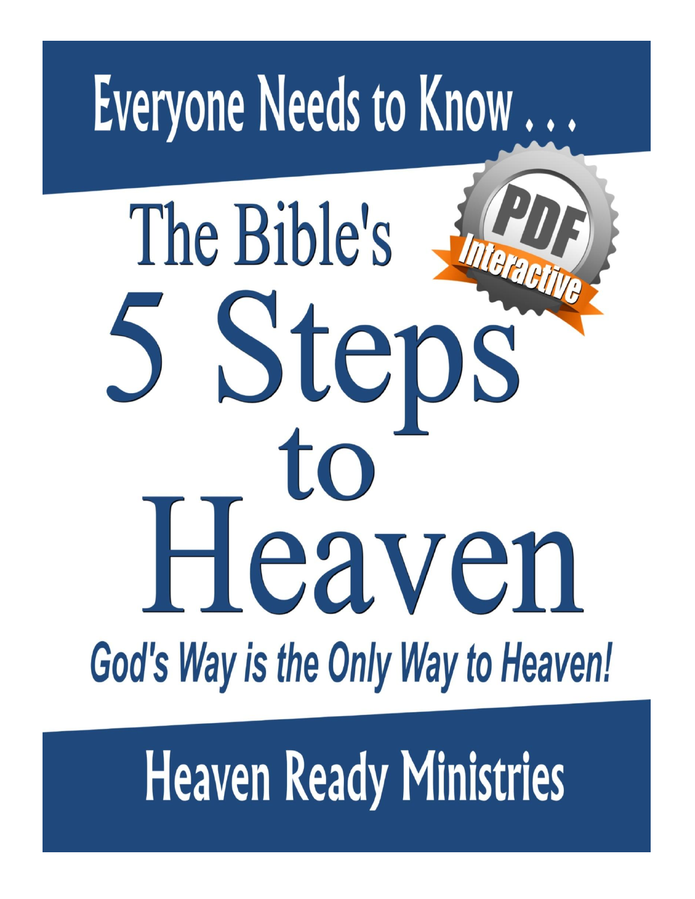Everyone Needs to Know . . .

# The Bible's 5 Steps to Heaven

PDF Interactive

***God's Way is the Only Way to Heaven!***

Heaven Ready Ministries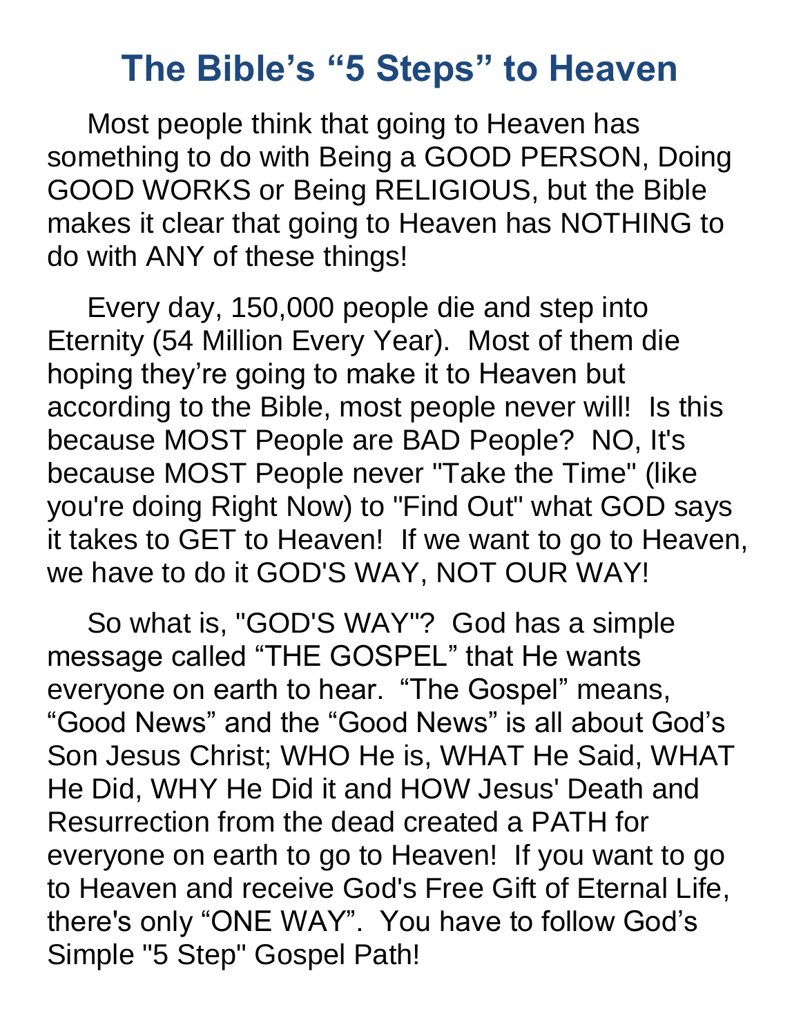# The Bible's "5 Steps" to Heaven

Most people think that going to Heaven has something to do with Being a GOOD PERSON, Doing GOOD WORKS or Being RELIGIOUS, but the Bible makes it clear that going to Heaven has NOTHING to do with ANY of these things!

Every day, 150,000 people die and step into Eternity (54 Million Every Year). Most of them die hoping they're going to make it to Heaven but according to the Bible, most people never will! Is this because MOST People are BAD People? NO, It's because MOST People never "Take the Time" (like you're doing Right Now) to "Find Out" what GOD says it takes to GET to Heaven! If we want to go to Heaven, we have to do it GOD'S WAY, NOT OUR WAY!

So what is, "GOD'S WAY"? God has a simple message called "THE GOSPEL" that He wants everyone on earth to hear. "The Gospel" means, "Good News" and the "Good News" is all about God's Son Jesus Christ; WHO He is, WHAT He Said, WHAT He Did, WHY He Did it and HOW Jesus' Death and Resurrection from the dead created a PATH for everyone on earth to go to Heaven! If you want to go to Heaven and receive God's Free Gift of Eternal Life, there's only "ONE WAY". You have to follow God's Simple "5 Step" Gospel Path!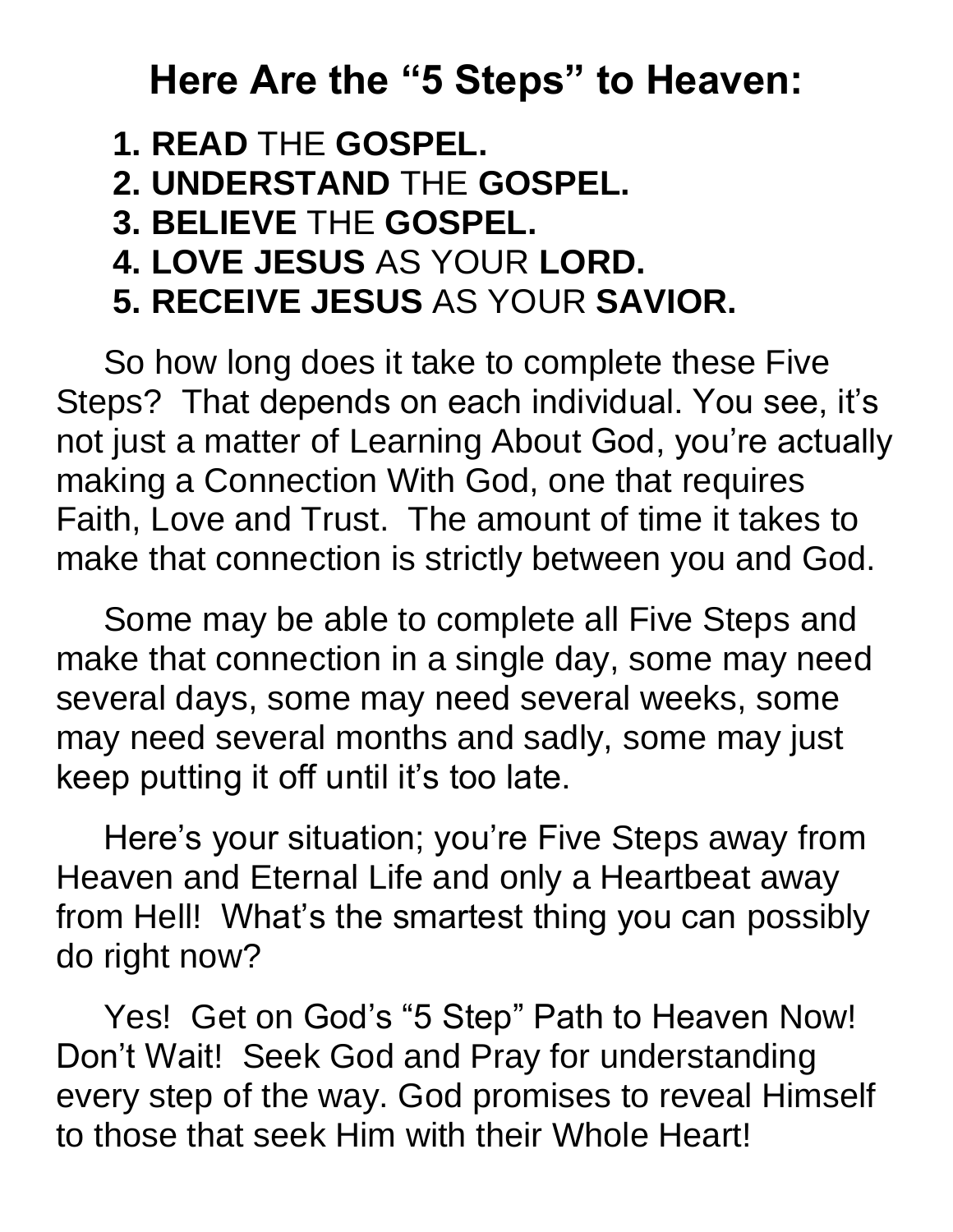## Here Are the "5 Steps" to Heaven:

1. **READ** THE **GOSPEL.**
2. **UNDERSTAND** THE **GOSPEL.**
3. **BELIEVE** THE **GOSPEL.**
4. **LOVE JESUS** AS YOUR **LORD.**
5. **RECEIVE JESUS** AS YOUR **SAVIOR.**

So how long does it take to complete these Five Steps? That depends on each individual. You see, it's not just a matter of Learning About God, you're actually making a Connection With God, one that requires Faith, Love and Trust. The amount of time it takes to make that connection is strictly between you and God.

Some may be able to complete all Five Steps and make that connection in a single day, some may need several days, some may need several weeks, some may need several months and sadly, some may just keep putting it off until it's too late.

Here's your situation; you're Five Steps away from Heaven and Eternal Life and only a Heartbeat away from Hell! What's the smartest thing you can possibly do right now?

Yes! Get on God's "5 Step" Path to Heaven Now! Don't Wait! Seek God and Pray for understanding every step of the way. God promises to reveal Himself to those that seek Him with their Whole Heart!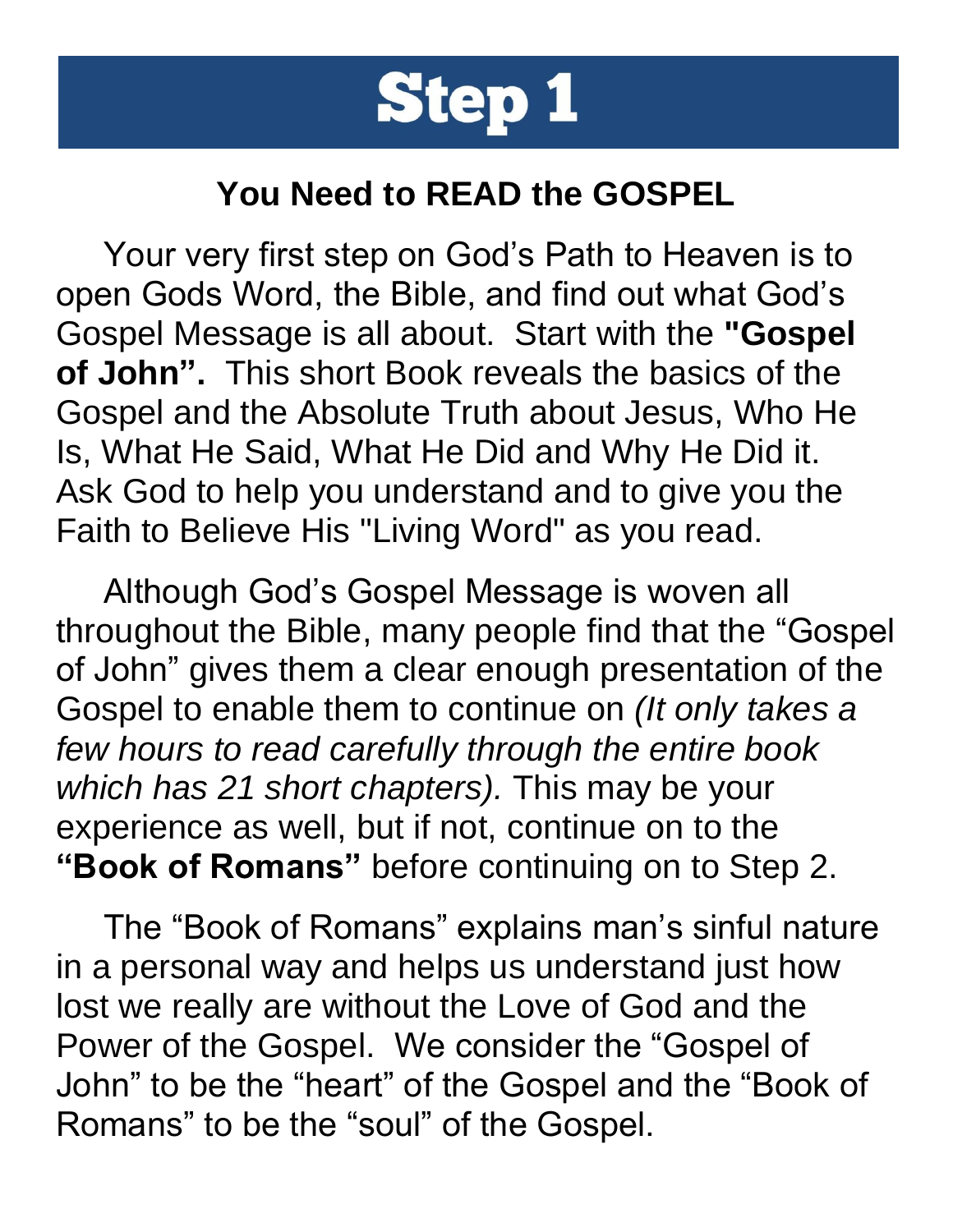# Step 1

## You Need to READ the GOSPEL

Your very first step on God's Path to Heaven is to open Gods Word, the Bible, and find out what God's Gospel Message is all about. Start with the **"Gospel of John".** This short Book reveals the basics of the Gospel and the Absolute Truth about Jesus, Who He Is, What He Said, What He Did and Why He Did it. Ask God to help you understand and to give you the Faith to Believe His "Living Word" as you read.

Although God's Gospel Message is woven all throughout the Bible, many people find that the "Gospel of John" gives them a clear enough presentation of the Gospel to enable them to continue on *(It only takes a few hours to read carefully through the entire book which has 21 short chapters).* This may be your experience as well, but if not, continue on to the **"Book of Romans"** before continuing on to Step 2.

The "Book of Romans" explains man's sinful nature in a personal way and helps us understand just how lost we really are without the Love of God and the Power of the Gospel. We consider the "Gospel of John" to be the "heart" of the Gospel and the "Book of Romans" to be the "soul" of the Gospel.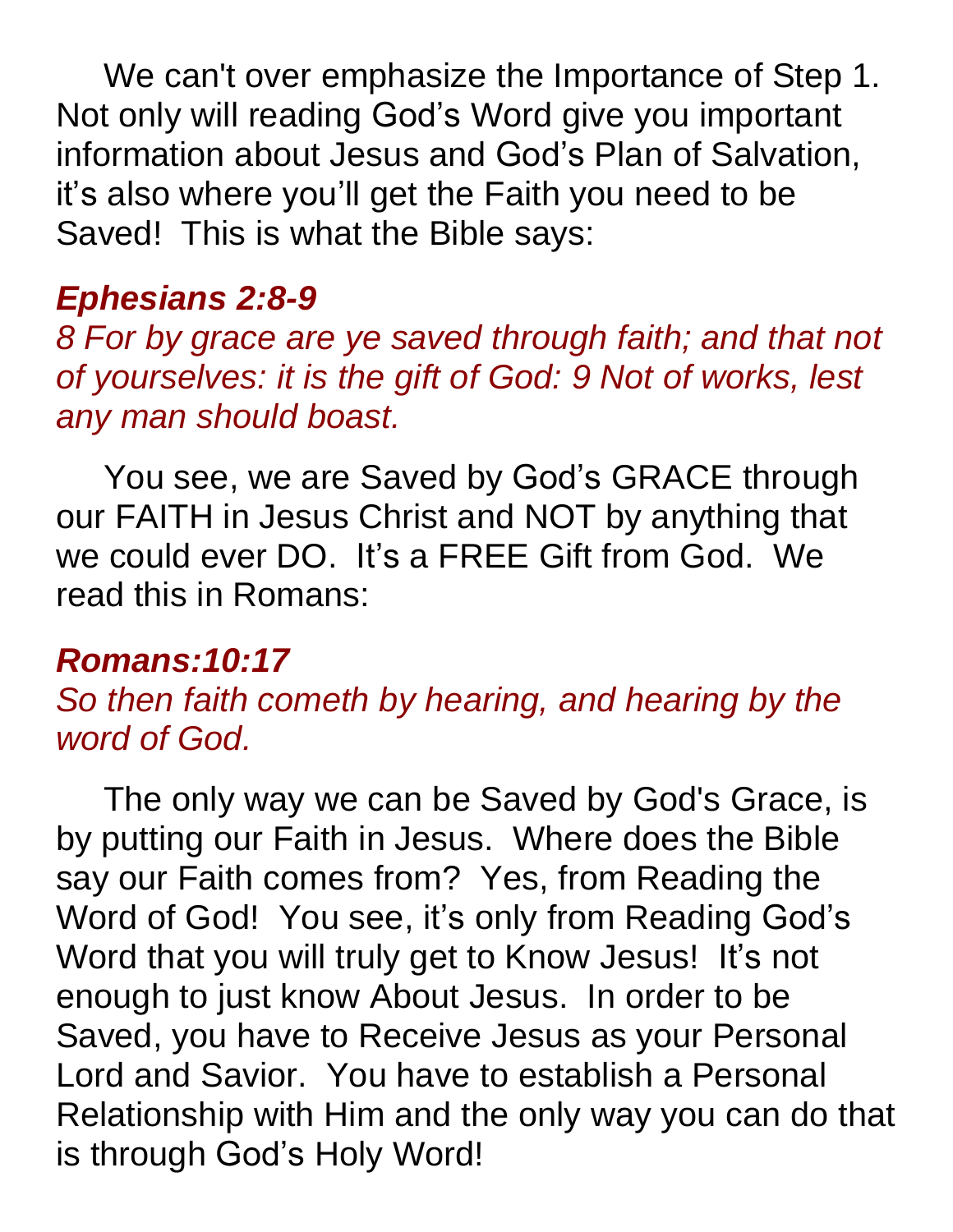We can't over emphasize the Importance of Step 1. Not only will reading God's Word give you important information about Jesus and God's Plan of Salvation, it's also where you'll get the Faith you need to be Saved! This is what the Bible says:

***Ephesians 2:8-9***

*8 For by grace are ye saved through faith; and that not of yourselves: it is the gift of God: 9 Not of works, lest any man should boast.*

You see, we are Saved by God's GRACE through our FAITH in Jesus Christ and NOT by anything that we could ever DO. It's a FREE Gift from God. We read this in Romans:

***Romans:10:17***

*So then faith cometh by hearing, and hearing by the word of God.*

The only way we can be Saved by God's Grace, is by putting our Faith in Jesus. Where does the Bible say our Faith comes from? Yes, from Reading the Word of God! You see, it's only from Reading God's Word that you will truly get to Know Jesus! It's not enough to just know About Jesus. In order to be Saved, you have to Receive Jesus as your Personal Lord and Savior. You have to establish a Personal Relationship with Him and the only way you can do that is through God's Holy Word!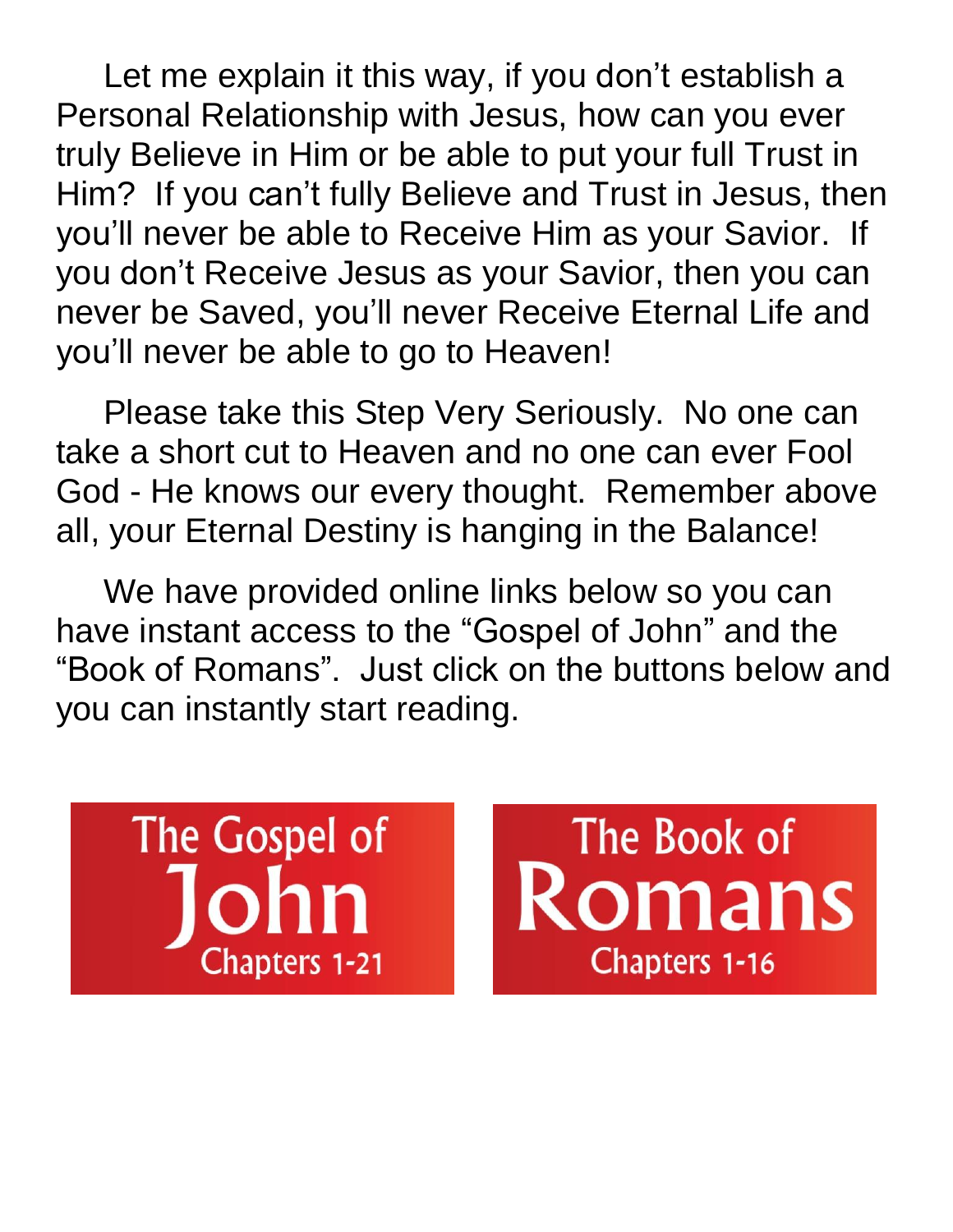Let me explain it this way, if you don't establish a Personal Relationship with Jesus, how can you ever truly Believe in Him or be able to put your full Trust in Him? If you can't fully Believe and Trust in Jesus, then you'll never be able to Receive Him as your Savior. If you don't Receive Jesus as your Savior, then you can never be Saved, you'll never Receive Eternal Life and you'll never be able to go to Heaven!

Please take this Step Very Seriously. No one can take a short cut to Heaven and no one can ever Fool God - He knows our every thought. Remember above all, your Eternal Destiny is hanging in the Balance!

We have provided online links below so you can have instant access to the "Gospel of John" and the "Book of Romans". Just click on the buttons below and you can instantly start reading.

The Gospel of John Chapters 1-21

The Book of Romans Chapters 1-16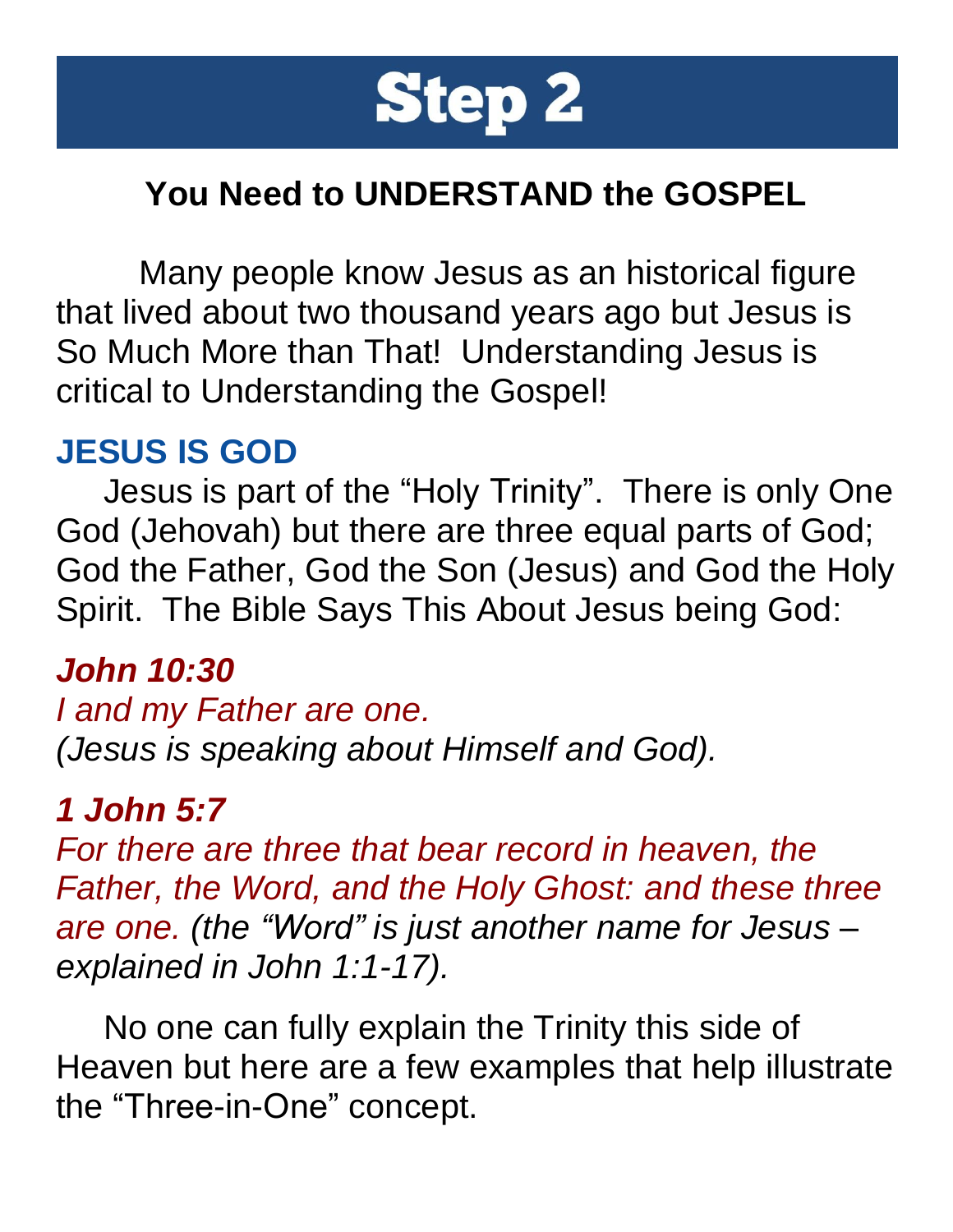# Step 2

## You Need to UNDERSTAND the GOSPEL

Many people know Jesus as an historical figure that lived about two thousand years ago but Jesus is So Much More than That! Understanding Jesus is critical to Understanding the Gospel!

### JESUS IS GOD

Jesus is part of the "Holy Trinity". There is only One God (Jehovah) but there are three equal parts of God; God the Father, God the Son (Jesus) and God the Holy Spirit. The Bible Says This About Jesus being God:

***John 10:30***

*I and my Father are one.*
*(Jesus is speaking about Himself and God).*

***1 John 5:7***

*For there are three that bear record in heaven, the Father, the Word, and the Holy Ghost: and these three are one. (the "Word" is just another name for Jesus – explained in John 1:1-17).*

No one can fully explain the Trinity this side of Heaven but here are a few examples that help illustrate the "Three-in-One" concept.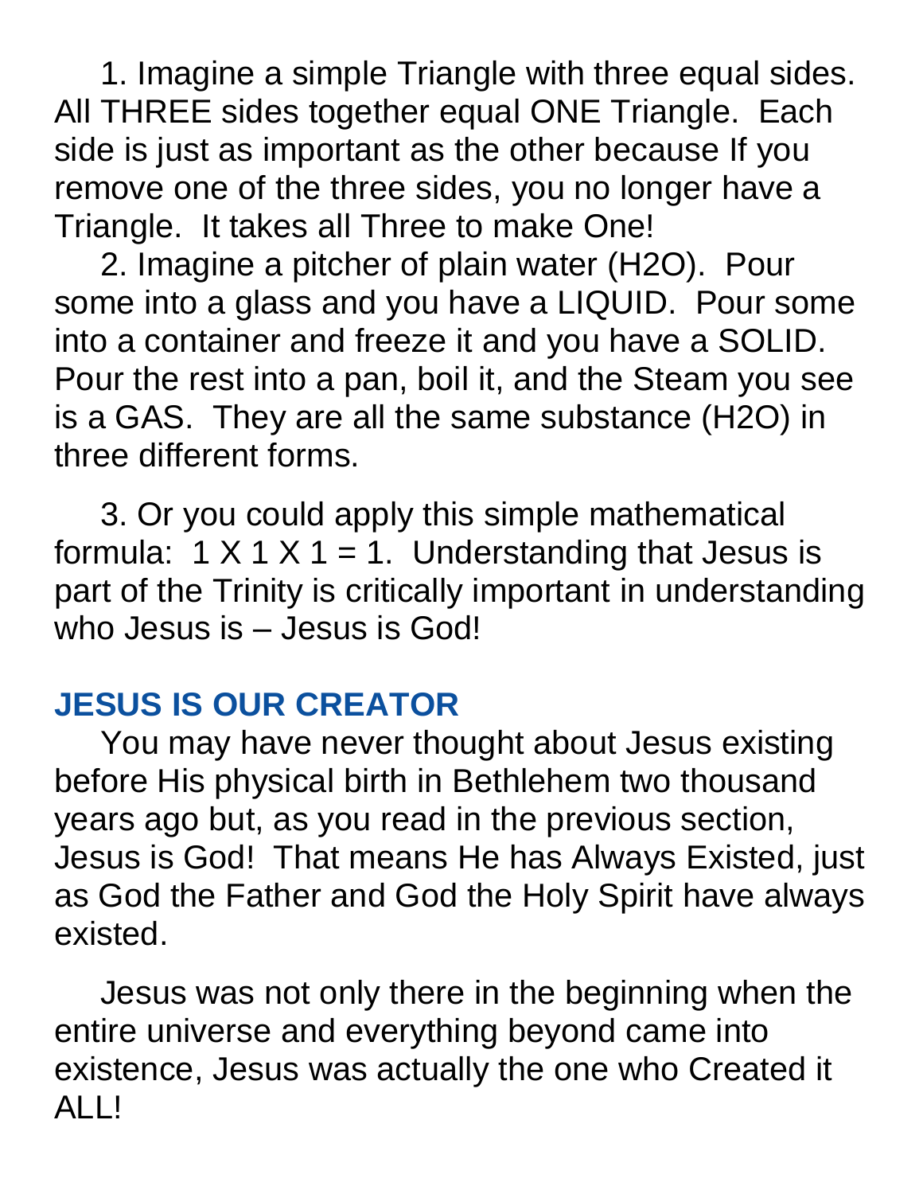1. Imagine a simple Triangle with three equal sides. All THREE sides together equal ONE Triangle. Each side is just as important as the other because If you remove one of the three sides, you no longer have a Triangle. It takes all Three to make One!

2. Imagine a pitcher of plain water ($H_2O$). Pour some into a glass and you have a LIQUID. Pour some into a container and freeze it and you have a SOLID. Pour the rest into a pan, boil it, and the Steam you see is a GAS. They are all the same substance ($H_2O$) in three different forms.

3. Or you could apply this simple mathematical formula: $1 \times 1 \times 1 = 1$. Understanding that Jesus is part of the Trinity is critically important in understanding who Jesus is – Jesus is God!

## JESUS IS OUR CREATOR

You may have never thought about Jesus existing before His physical birth in Bethlehem two thousand years ago but, as you read in the previous section, Jesus is God! That means He has Always Existed, just as God the Father and God the Holy Spirit have always existed.

Jesus was not only there in the beginning when the entire universe and everything beyond came into existence, Jesus was actually the one who Created it ALL!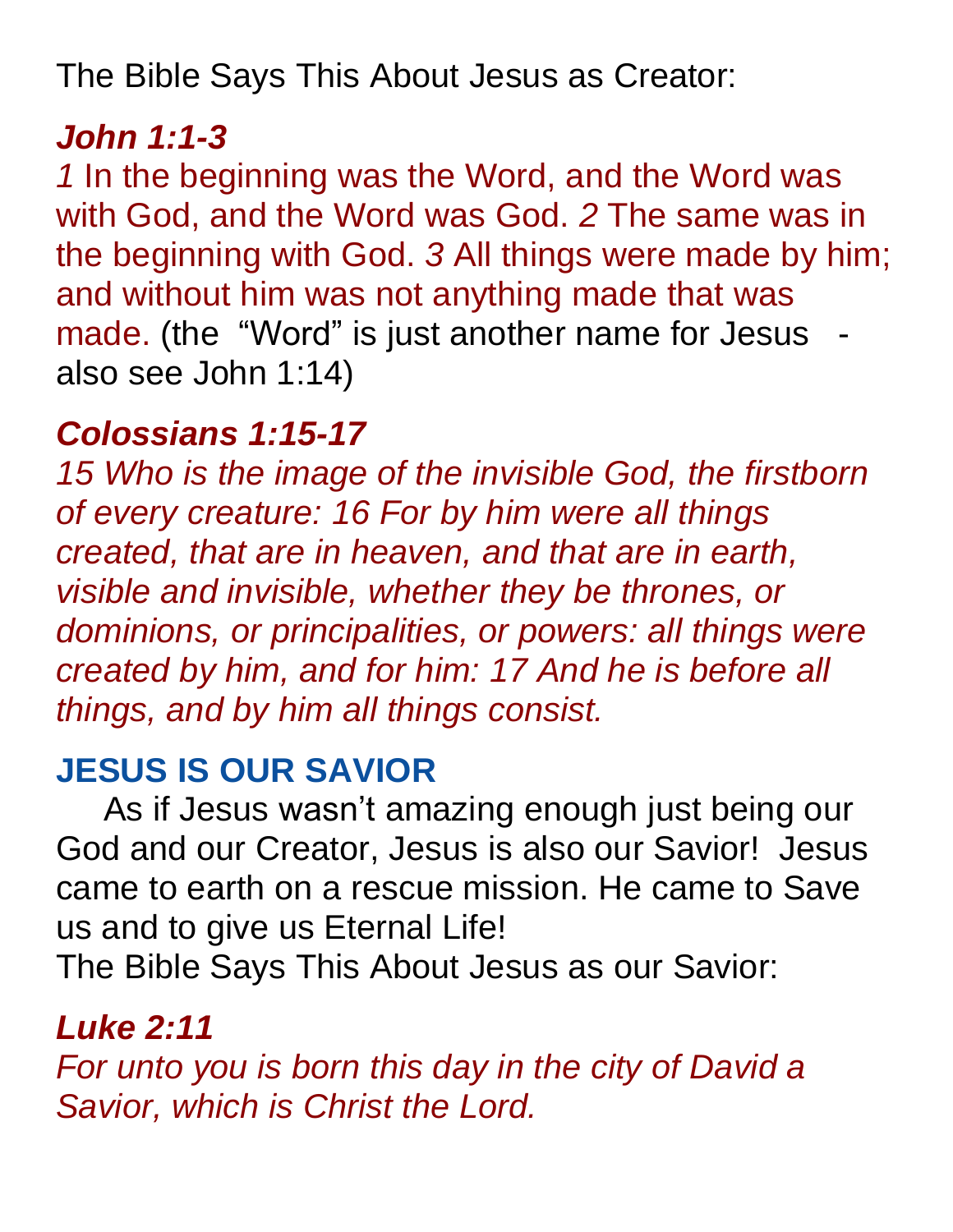The Bible Says This About Jesus as Creator:

***John 1:1-3***

*1* In the beginning was the Word, and the Word was with God, and the Word was God. *2* The same was in the beginning with God. *3* All things were made by him; and without him was not anything made that was made. (the "Word" is just another name for Jesus - also see John 1:14)

***Colossians 1:15-17***

*15 Who is the image of the invisible God, the firstborn of every creature: 16 For by him were all things created, that are in heaven, and that are in earth, visible and invisible, whether they be thrones, or dominions, or principalities, or powers: all things were created by him, and for him: 17 And he is before all things, and by him all things consist.*

## JESUS IS OUR SAVIOR

As if Jesus wasn't amazing enough just being our God and our Creator, Jesus is also our Savior! Jesus came to earth on a rescue mission. He came to Save us and to give us Eternal Life!

The Bible Says This About Jesus as our Savior:

***Luke 2:11***

*For unto you is born this day in the city of David a Savior, which is Christ the Lord.*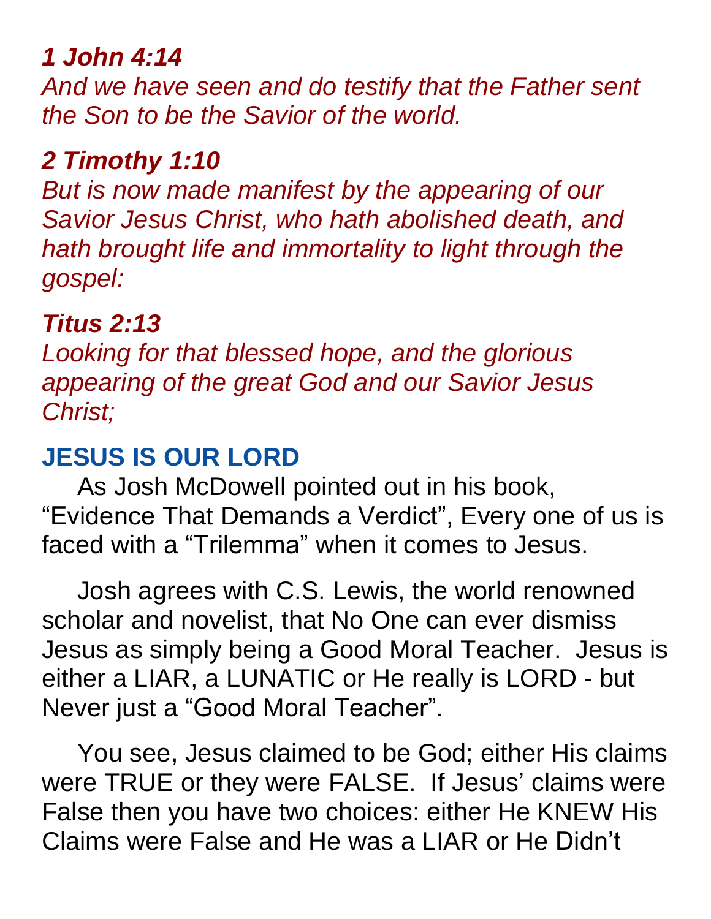***1 John 4:14***
*And we have seen and do testify that the Father sent the Son to be the Savior of the world.*

***2 Timothy 1:10***
*But is now made manifest by the appearing of our Savior Jesus Christ, who hath abolished death, and hath brought life and immortality to light through the gospel:*

***Titus 2:13***
*Looking for that blessed hope, and the glorious appearing of the great God and our Savior Jesus Christ;*

## JESUS IS OUR LORD

As Josh McDowell pointed out in his book, “Evidence That Demands a Verdict”, Every one of us is faced with a “Trilemma” when it comes to Jesus.

Josh agrees with C.S. Lewis, the world renowned scholar and novelist, that No One can ever dismiss Jesus as simply being a Good Moral Teacher. Jesus is either a LIAR, a LUNATIC or He really is LORD - but Never just a “Good Moral Teacher”.

You see, Jesus claimed to be God; either His claims were TRUE or they were FALSE. If Jesus’ claims were False then you have two choices: either He KNEW His Claims were False and He was a LIAR or He Didn’t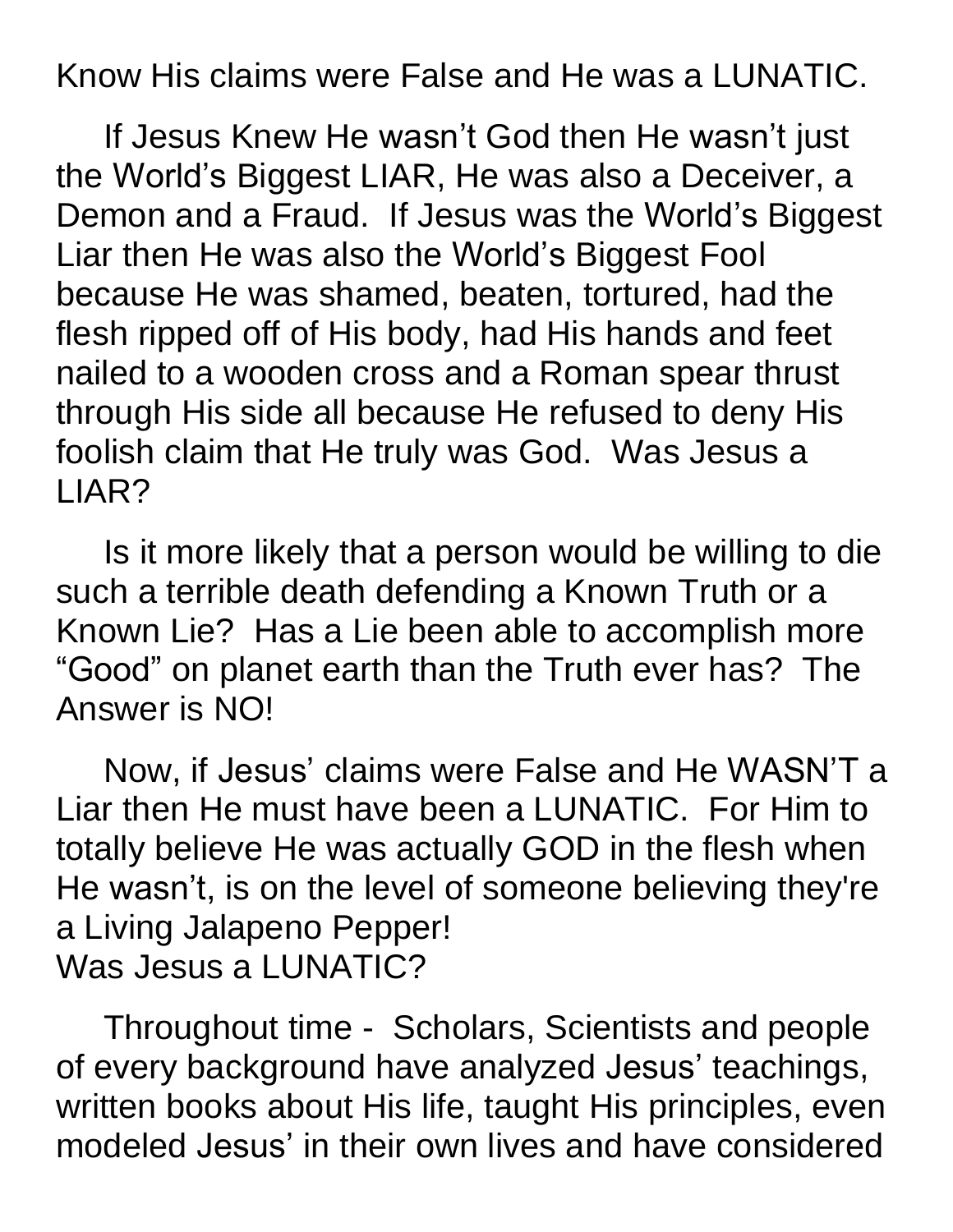Know His claims were False and He was a LUNATIC.

If Jesus Knew He wasn't God then He wasn't just the World's Biggest LIAR, He was also a Deceiver, a Demon and a Fraud. If Jesus was the World's Biggest Liar then He was also the World's Biggest Fool because He was shamed, beaten, tortured, had the flesh ripped off of His body, had His hands and feet nailed to a wooden cross and a Roman spear thrust through His side all because He refused to deny His foolish claim that He truly was God. Was Jesus a LIAR?

Is it more likely that a person would be willing to die such a terrible death defending a Known Truth or a Known Lie? Has a Lie been able to accomplish more "Good" on planet earth than the Truth ever has? The Answer is NO!

Now, if Jesus' claims were False and He WASN'T a Liar then He must have been a LUNATIC. For Him to totally believe He was actually GOD in the flesh when He wasn't, is on the level of someone believing they're a Living Jalapeno Pepper!
Was Jesus a LUNATIC?

Throughout time - Scholars, Scientists and people of every background have analyzed Jesus' teachings, written books about His life, taught His principles, even modeled Jesus' in their own lives and have considered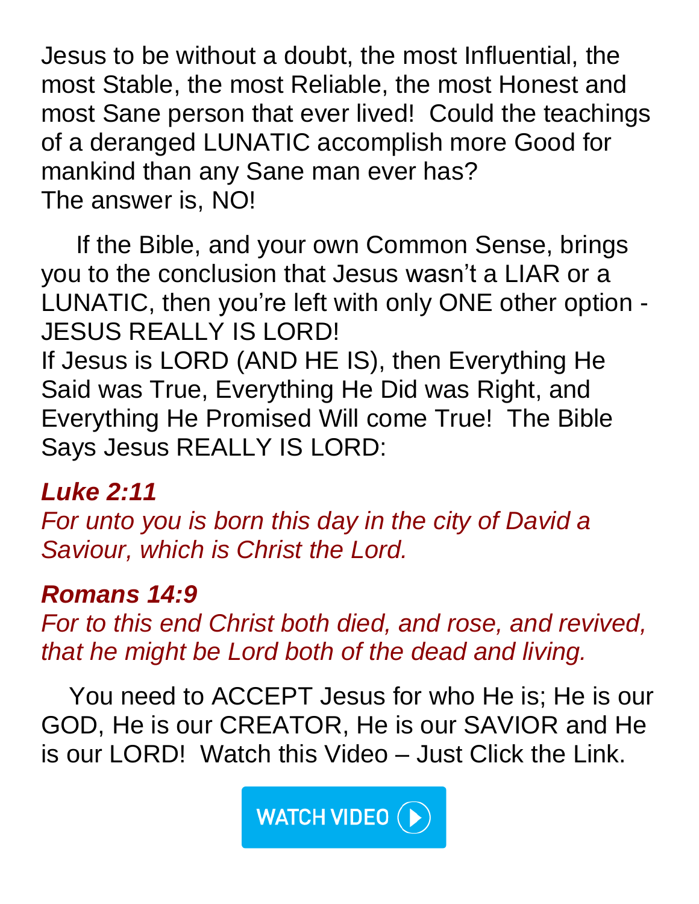Jesus to be without a doubt, the most Influential, the most Stable, the most Reliable, the most Honest and most Sane person that ever lived! Could the teachings of a deranged LUNATIC accomplish more Good for mankind than any Sane man ever has?
The answer is, NO!

If the Bible, and your own Common Sense, brings you to the conclusion that Jesus wasn't a LIAR or a LUNATIC, then you're left with only ONE other option - JESUS REALLY IS LORD!
If Jesus is LORD (AND HE IS), then Everything He Said was True, Everything He Did was Right, and Everything He Promised Will come True! The Bible Says Jesus REALLY IS LORD:

***Luke 2:11***
*For unto you is born this day in the city of David a Saviour, which is Christ the Lord.*

***Romans 14:9***
*For to this end Christ both died, and rose, and revived, that he might be Lord both of the dead and living.*

You need to ACCEPT Jesus for who He is; He is our GOD, He is our CREATOR, He is our SAVIOR and He is our LORD! Watch this Video – Just Click the Link.

WATCH VIDEO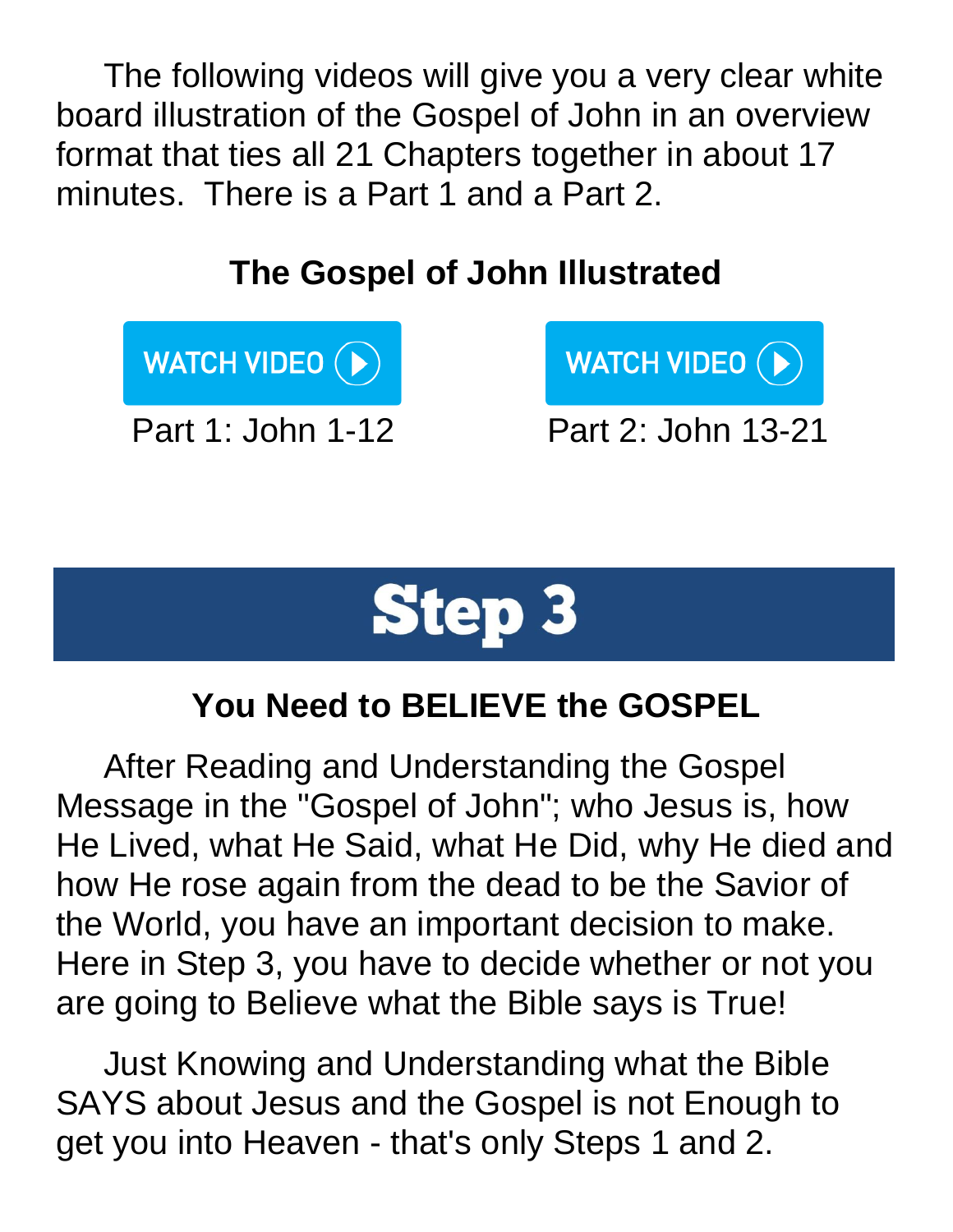The following videos will give you a very clear white board illustration of the Gospel of John in an overview format that ties all 21 Chapters together in about 17 minutes. There is a Part 1 and a Part 2.

**The Gospel of John Illustrated**

WATCH VIDEO
Part 1: John 1-12

WATCH VIDEO
Part 2: John 13-21

# Step 3

**You Need to BELIEVE the GOSPEL**

After Reading and Understanding the Gospel Message in the "Gospel of John"; who Jesus is, how He Lived, what He Said, what He Did, why He died and how He rose again from the dead to be the Savior of the World, you have an important decision to make. Here in Step 3, you have to decide whether or not you are going to Believe what the Bible says is True!

Just Knowing and Understanding what the Bible SAYS about Jesus and the Gospel is not Enough to get you into Heaven - that's only Steps 1 and 2.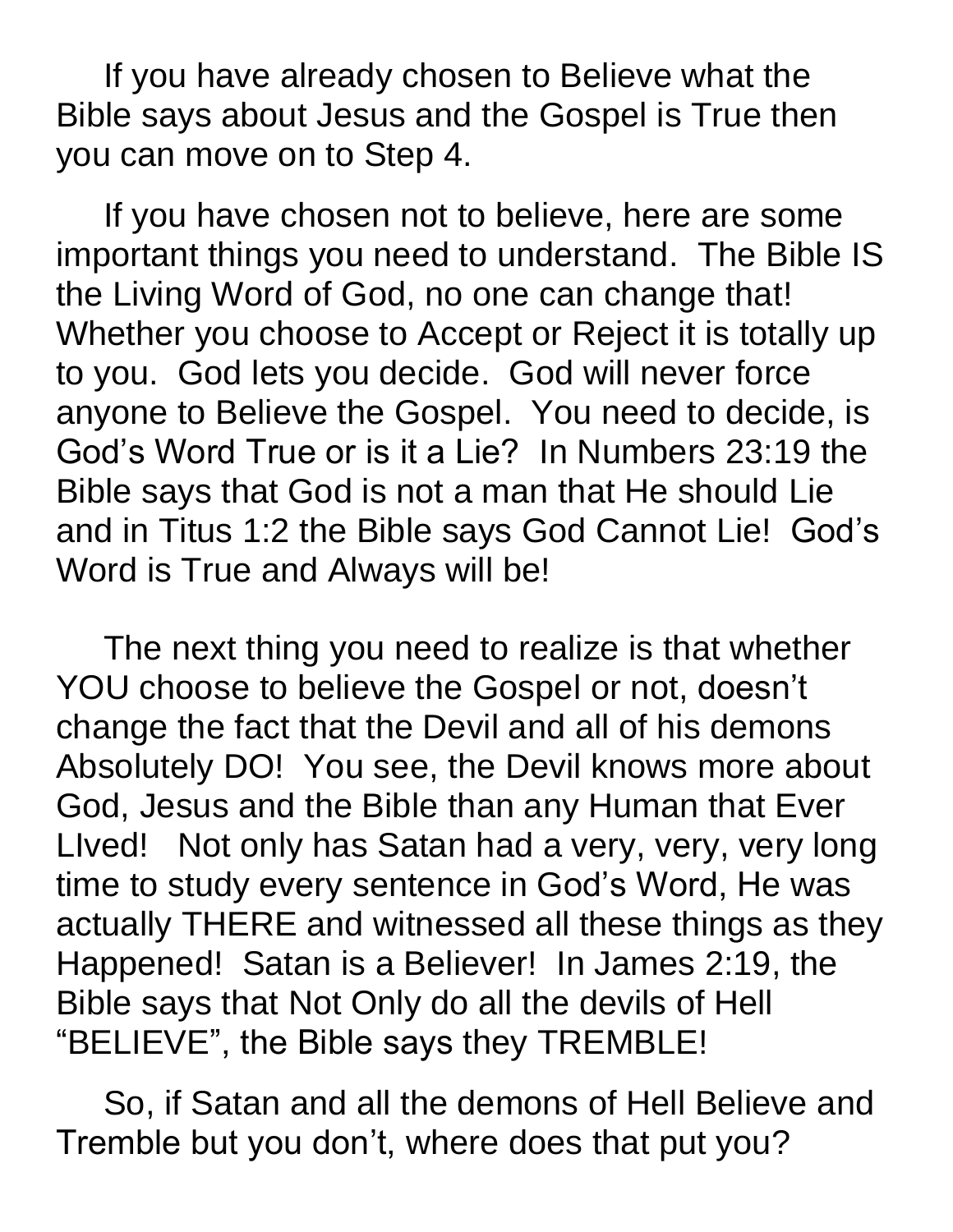If you have already chosen to Believe what the Bible says about Jesus and the Gospel is True then you can move on to Step 4.

If you have chosen not to believe, here are some important things you need to understand. The Bible IS the Living Word of God, no one can change that! Whether you choose to Accept or Reject it is totally up to you. God lets you decide. God will never force anyone to Believe the Gospel. You need to decide, is God's Word True or is it a Lie? In Numbers 23:19 the Bible says that God is not a man that He should Lie and in Titus 1:2 the Bible says God Cannot Lie! God's Word is True and Always will be!

The next thing you need to realize is that whether YOU choose to believe the Gospel or not, doesn't change the fact that the Devil and all of his demons Absolutely DO! You see, the Devil knows more about God, Jesus and the Bible than any Human that Ever LIved! Not only has Satan had a very, very, very long time to study every sentence in God's Word, He was actually THERE and witnessed all these things as they Happened! Satan is a Believer! In James 2:19, the Bible says that Not Only do all the devils of Hell "BELIEVE", the Bible says they TREMBLE!

So, if Satan and all the demons of Hell Believe and Tremble but you don't, where does that put you?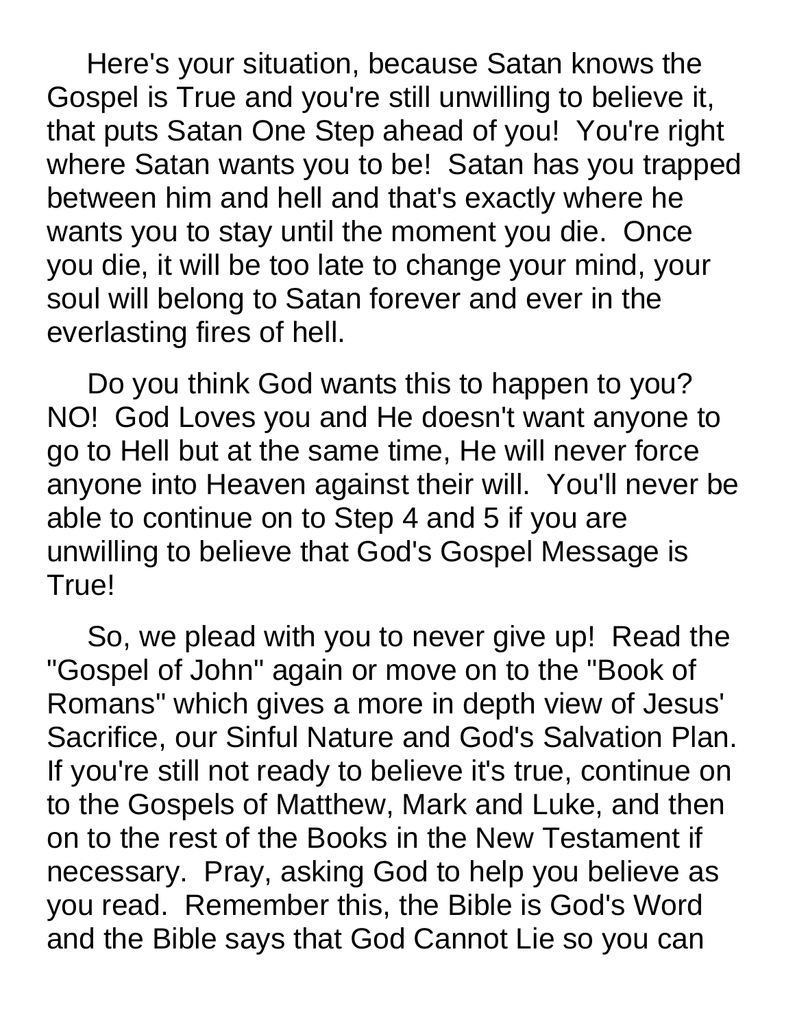Here's your situation, because Satan knows the Gospel is True and you're still unwilling to believe it, that puts Satan One Step ahead of you! You're right where Satan wants you to be! Satan has you trapped between him and hell and that's exactly where he wants you to stay until the moment you die. Once you die, it will be too late to change your mind, your soul will belong to Satan forever and ever in the everlasting fires of hell.

Do you think God wants this to happen to you? NO! God Loves you and He doesn't want anyone to go to Hell but at the same time, He will never force anyone into Heaven against their will. You'll never be able to continue on to Step 4 and 5 if you are unwilling to believe that God's Gospel Message is True!

So, we plead with you to never give up! Read the "Gospel of John" again or move on to the "Book of Romans" which gives a more in depth view of Jesus' Sacrifice, our Sinful Nature and God's Salvation Plan. If you're still not ready to believe it's true, continue on to the Gospels of Matthew, Mark and Luke, and then on to the rest of the Books in the New Testament if necessary. Pray, asking God to help you believe as you read. Remember this, the Bible is God's Word and the Bible says that God Cannot Lie so you can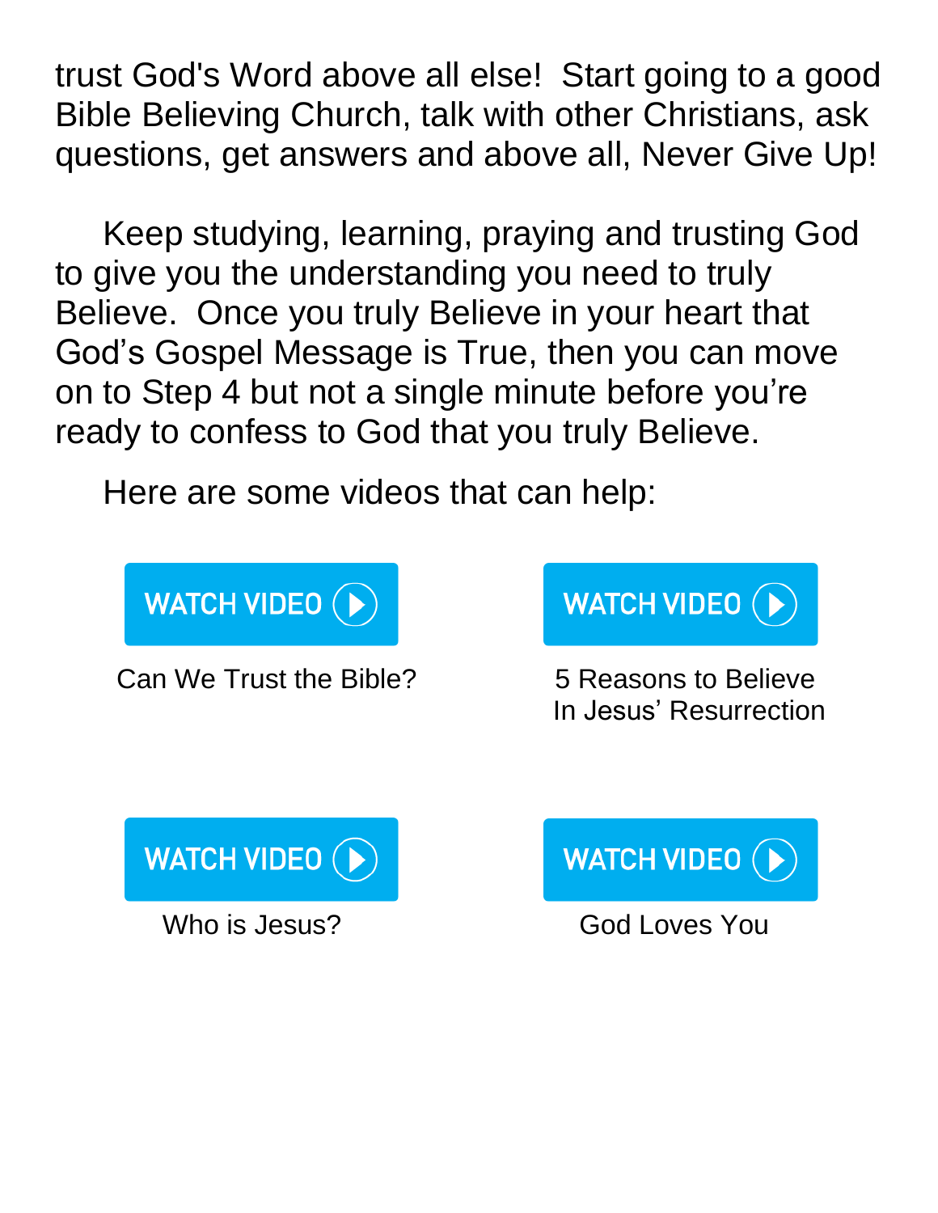trust God's Word above all else! Start going to a good Bible Believing Church, talk with other Christians, ask questions, get answers and above all, Never Give Up!

Keep studying, learning, praying and trusting God to give you the understanding you need to truly Believe. Once you truly Believe in your heart that God's Gospel Message is True, then you can move on to Step 4 but not a single minute before you're ready to confess to God that you truly Believe.

Here are some videos that can help:

WATCH VIDEO

Can We Trust the Bible?

WATCH VIDEO

5 Reasons to Believe In Jesus' Resurrection

WATCH VIDEO

Who is Jesus?

WATCH VIDEO

God Loves You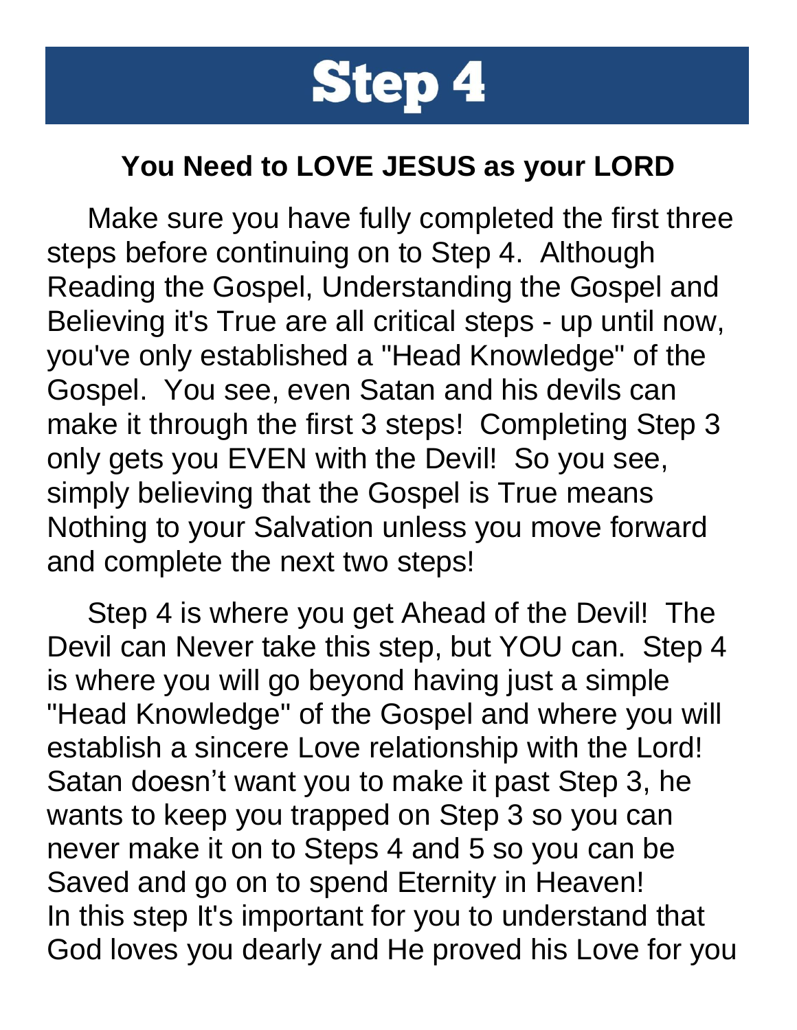# Step 4

### You Need to LOVE JESUS as your LORD

Make sure you have fully completed the first three steps before continuing on to Step 4. Although Reading the Gospel, Understanding the Gospel and Believing it's True are all critical steps - up until now, you've only established a "Head Knowledge" of the Gospel. You see, even Satan and his devils can make it through the first 3 steps! Completing Step 3 only gets you EVEN with the Devil! So you see, simply believing that the Gospel is True means Nothing to your Salvation unless you move forward and complete the next two steps!

Step 4 is where you get Ahead of the Devil! The Devil can Never take this step, but YOU can. Step 4 is where you will go beyond having just a simple "Head Knowledge" of the Gospel and where you will establish a sincere Love relationship with the Lord! Satan doesn't want you to make it past Step 3, he wants to keep you trapped on Step 3 so you can never make it on to Steps 4 and 5 so you can be Saved and go on to spend Eternity in Heaven! In this step It's important for you to understand that God loves you dearly and He proved his Love for you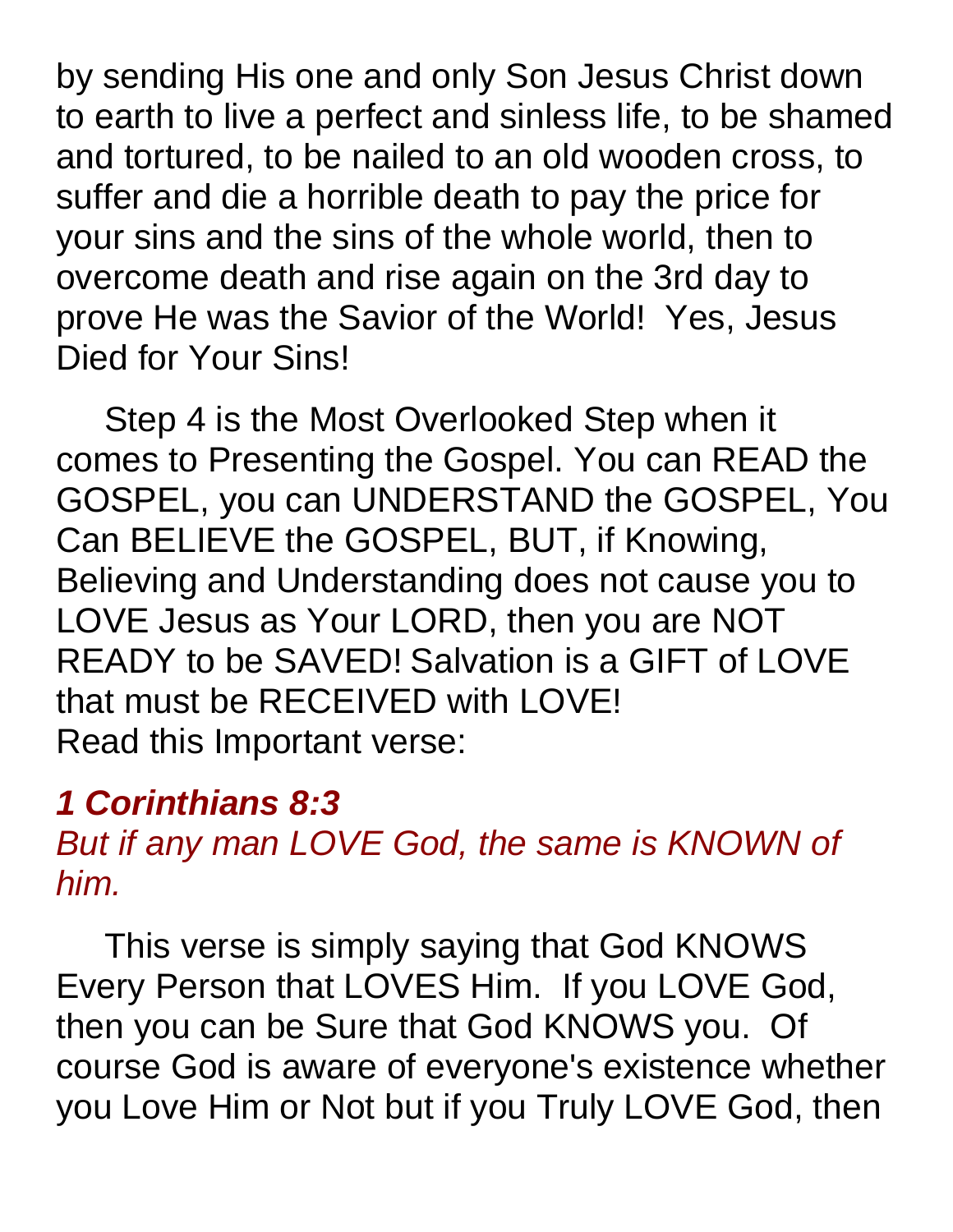by sending His one and only Son Jesus Christ down to earth to live a perfect and sinless life, to be shamed and tortured, to be nailed to an old wooden cross, to suffer and die a horrible death to pay the price for your sins and the sins of the whole world, then to overcome death and rise again on the 3rd day to prove He was the Savior of the World!  Yes, Jesus Died for Your Sins!

Step 4 is the Most Overlooked Step when it comes to Presenting the Gospel. You can READ the GOSPEL, you can UNDERSTAND the GOSPEL, You Can BELIEVE the GOSPEL, BUT, if Knowing, Believing and Understanding does not cause you to LOVE Jesus as Your LORD, then you are NOT READY to be SAVED! Salvation is a GIFT of LOVE that must be RECEIVED with LOVE!
Read this Important verse:

***1 Corinthians 8:3***
*But if any man LOVE God, the same is KNOWN of him.*

This verse is simply saying that God KNOWS Every Person that LOVES Him.  If you LOVE God, then you can be Sure that God KNOWS you.  Of course God is aware of everyone's existence whether you Love Him or Not but if you Truly LOVE God, then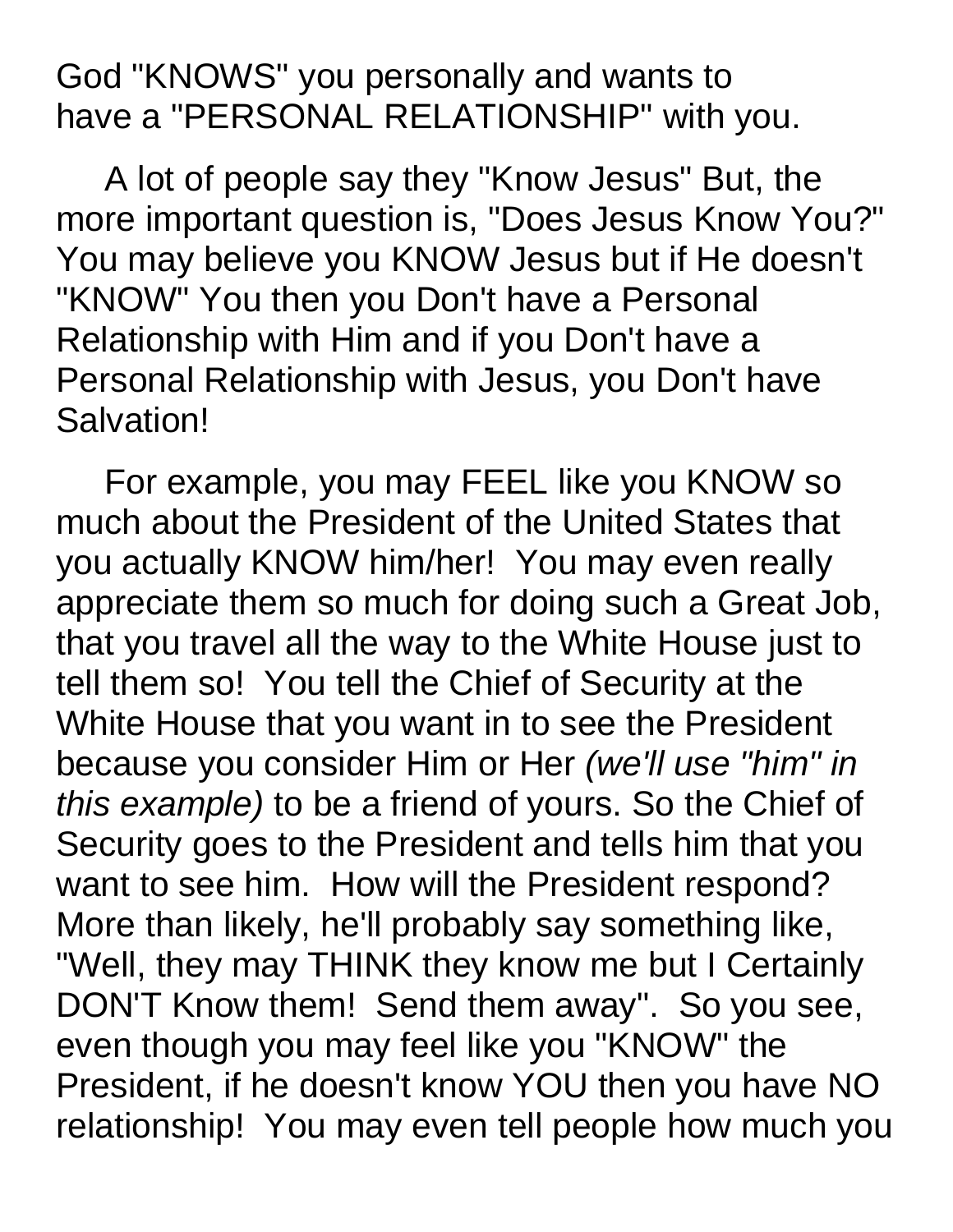God "KNOWS" you personally and wants to have a "PERSONAL RELATIONSHIP" with you.

A lot of people say they "Know Jesus" But, the more important question is, "Does Jesus Know You?" You may believe you KNOW Jesus but if He doesn't "KNOW" You then you Don't have a Personal Relationship with Him and if you Don't have a Personal Relationship with Jesus, you Don't have Salvation!

For example, you may FEEL like you KNOW so much about the President of the United States that you actually KNOW him/her! You may even really appreciate them so much for doing such a Great Job, that you travel all the way to the White House just to tell them so! You tell the Chief of Security at the White House that you want in to see the President because you consider Him or Her *(we'll use "him" in this example)* to be a friend of yours. So the Chief of Security goes to the President and tells him that you want to see him. How will the President respond? More than likely, he'll probably say something like, "Well, they may THINK they know me but I Certainly DON'T Know them! Send them away". So you see, even though you may feel like you "KNOW" the President, if he doesn't know YOU then you have NO relationship! You may even tell people how much you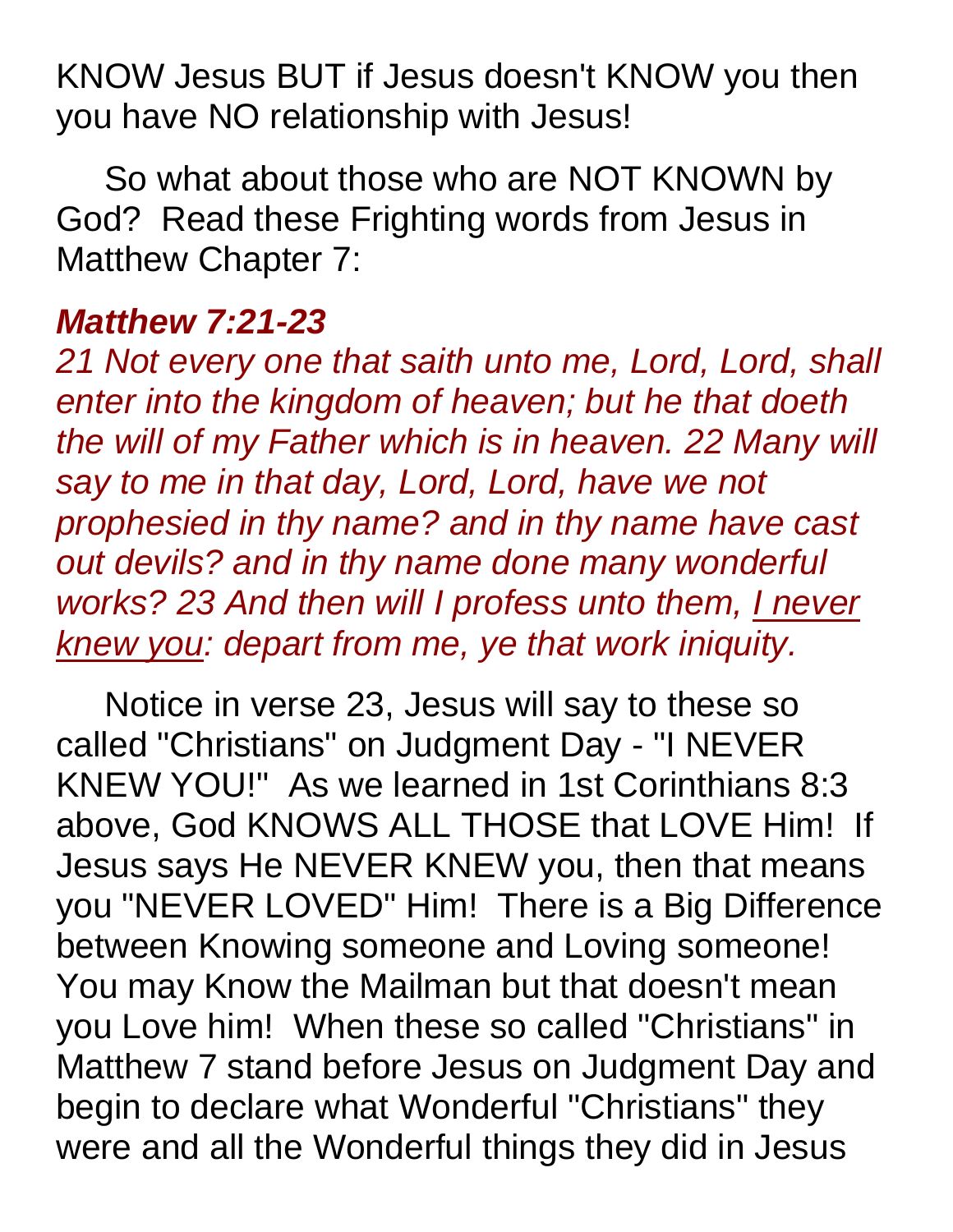KNOW Jesus BUT if Jesus doesn't KNOW you then you have NO relationship with Jesus!

So what about those who are NOT KNOWN by God? Read these Frighting words from Jesus in Matthew Chapter 7:

***Matthew 7:21-23***

*21 Not every one that saith unto me, Lord, Lord, shall enter into the kingdom of heaven; but he that doeth the will of my Father which is in heaven. 22 Many will say to me in that day, Lord, Lord, have we not prophesied in thy name? and in thy name have cast out devils? and in thy name done many wonderful works? 23 And then will I profess unto them, <u>I never knew you</u>: depart from me, ye that work iniquity.*

Notice in verse 23, Jesus will say to these so called "Christians" on Judgment Day - "I NEVER KNEW YOU!" As we learned in 1st Corinthians 8:3 above, God KNOWS ALL THOSE that LOVE Him! If Jesus says He NEVER KNEW you, then that means you "NEVER LOVED" Him! There is a Big Difference between Knowing someone and Loving someone! You may Know the Mailman but that doesn't mean you Love him! When these so called "Christians" in Matthew 7 stand before Jesus on Judgment Day and begin to declare what Wonderful "Christians" they were and all the Wonderful things they did in Jesus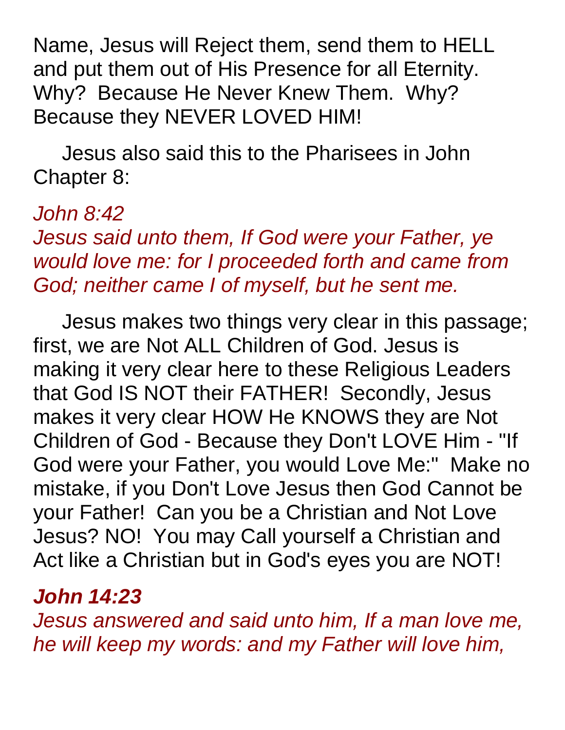Name, Jesus will Reject them, send them to HELL and put them out of His Presence for all Eternity. Why? Because He Never Knew Them. Why? Because they NEVER LOVED HIM!

Jesus also said this to the Pharisees in John Chapter 8:

*John 8:42*
*Jesus said unto them, If God were your Father, ye would love me: for I proceeded forth and came from God; neither came I of myself, but he sent me.*

Jesus makes two things very clear in this passage; first, we are Not ALL Children of God. Jesus is making it very clear here to these Religious Leaders that God IS NOT their FATHER! Secondly, Jesus makes it very clear HOW He KNOWS they are Not Children of God - Because they Don't LOVE Him - "If God were your Father, you would Love Me:" Make no mistake, if you Don't Love Jesus then God Cannot be your Father! Can you be a Christian and Not Love Jesus? NO! You may Call yourself a Christian and Act like a Christian but in God's eyes you are NOT!

***John 14:23***
*Jesus answered and said unto him, If a man love me, he will keep my words: and my Father will love him,*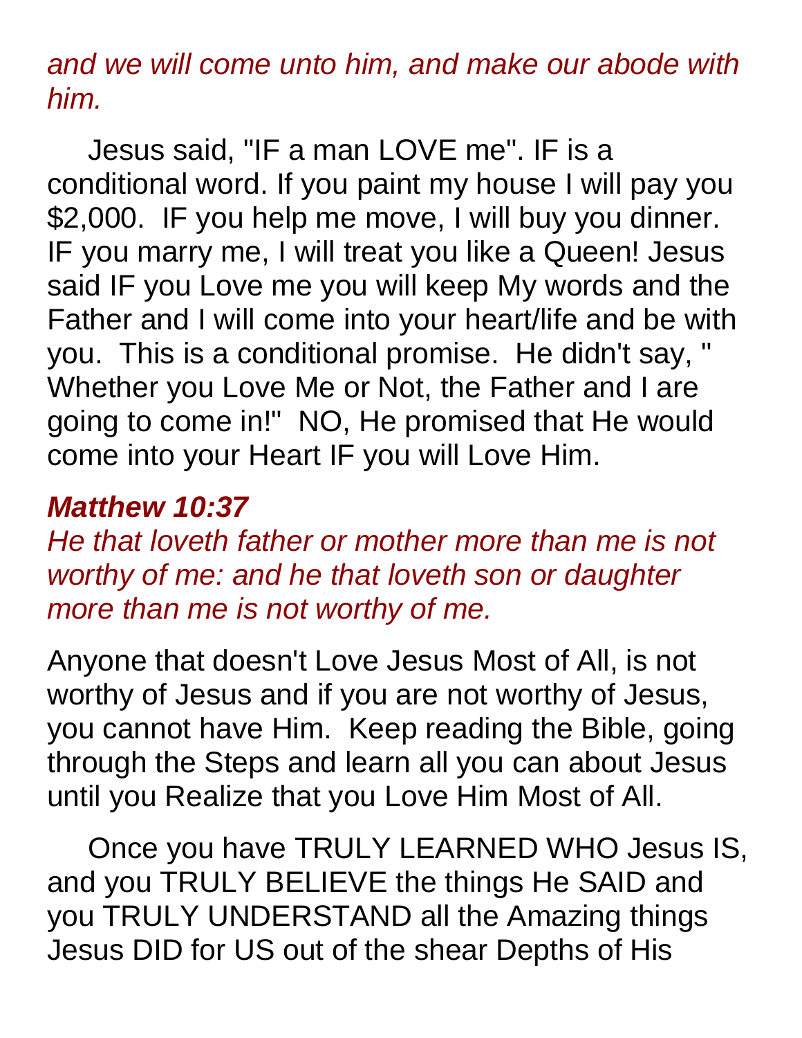*and we will come unto him, and make our abode with him.*

Jesus said, "IF a man LOVE me". IF is a conditional word. If you paint my house I will pay you $2,000. IF you help me move, I will buy you dinner. IF you marry me, I will treat you like a Queen! Jesus said IF you Love me you will keep My words and the Father and I will come into your heart/life and be with you. This is a conditional promise. He didn't say, " Whether you Love Me or Not, the Father and I are going to come in!" NO, He promised that He would come into your Heart IF you will Love Him.

***Matthew 10:37***
*He that loveth father or mother more than me is not worthy of me: and he that loveth son or daughter more than me is not worthy of me.*

Anyone that doesn't Love Jesus Most of All, is not worthy of Jesus and if you are not worthy of Jesus, you cannot have Him. Keep reading the Bible, going through the Steps and learn all you can about Jesus until you Realize that you Love Him Most of All.

Once you have TRULY LEARNED WHO Jesus IS, and you TRULY BELIEVE the things He SAID and you TRULY UNDERSTAND all the Amazing things Jesus DID for US out of the shear Depths of His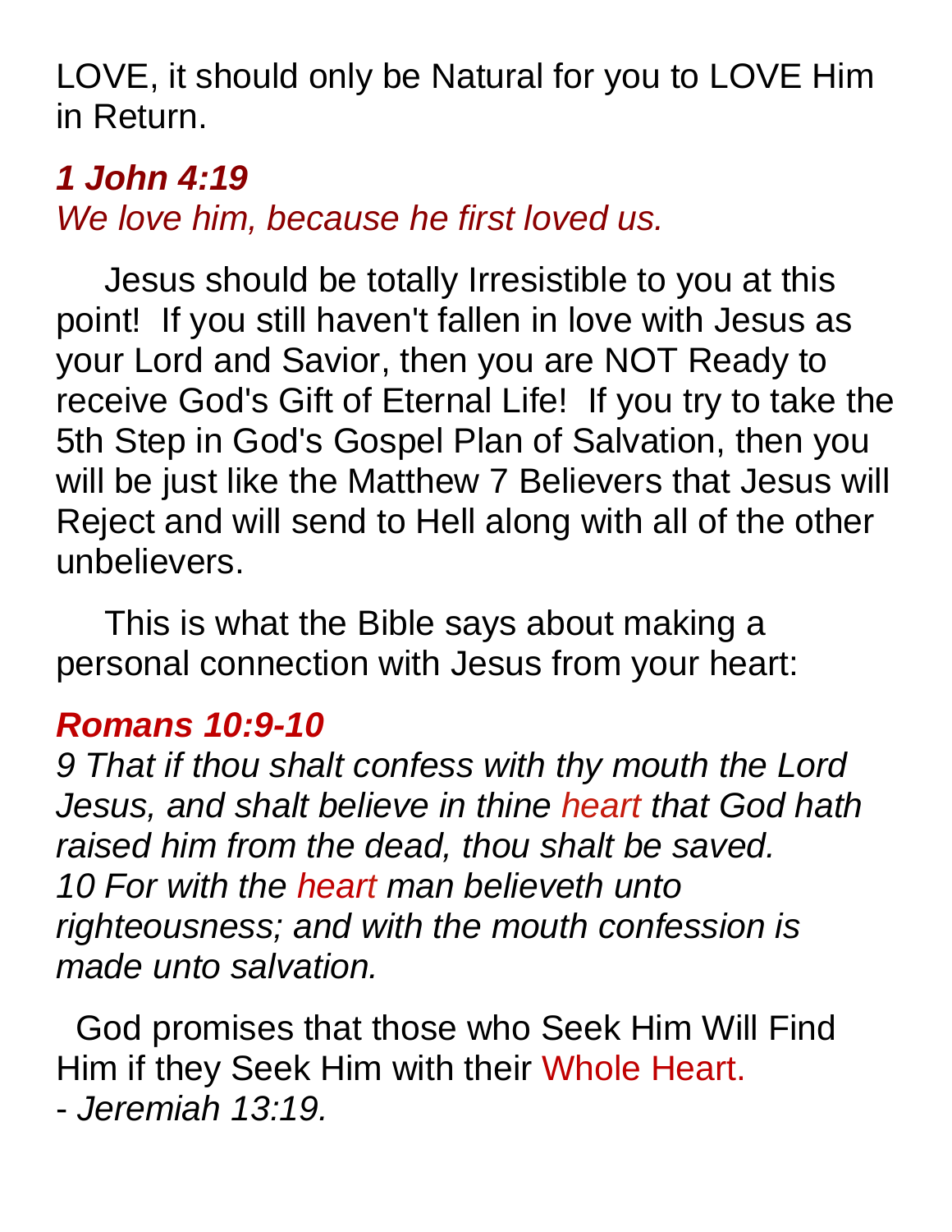LOVE, it should only be Natural for you to LOVE Him in Return.

***1 John 4:19***
*We love him, because he first loved us.*

Jesus should be totally Irresistible to you at this point! If you still haven't fallen in love with Jesus as your Lord and Savior, then you are NOT Ready to receive God's Gift of Eternal Life! If you try to take the 5th Step in God's Gospel Plan of Salvation, then you will be just like the Matthew 7 Believers that Jesus will Reject and will send to Hell along with all of the other unbelievers.

This is what the Bible says about making a personal connection with Jesus from your heart:

***Romans 10:9-10***
*9 That if thou shalt confess with thy mouth the Lord Jesus, and shalt believe in thine heart that God hath raised him from the dead, thou shalt be saved.*
*10 For with the heart man believeth unto righteousness; and with the mouth confession is made unto salvation.*

God promises that those who Seek Him Will Find Him if they Seek Him with their Whole Heart.
*- Jeremiah 13:19.*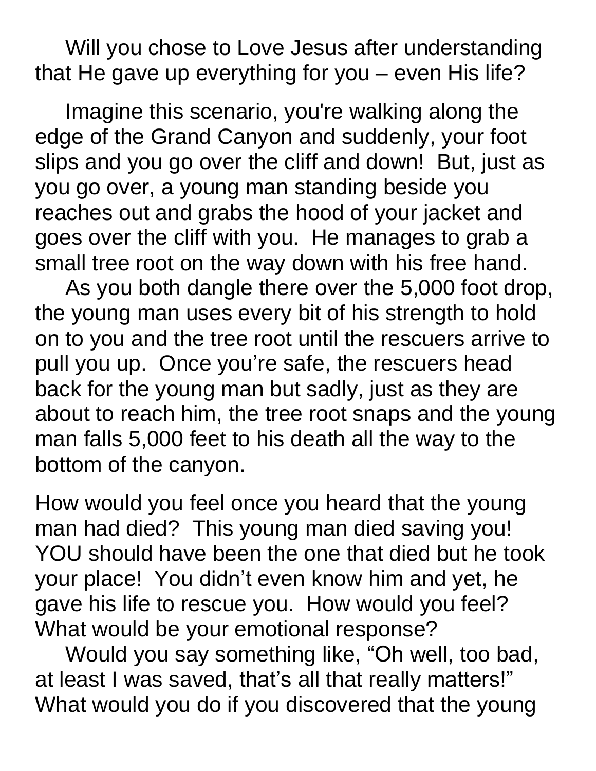Will you chose to Love Jesus after understanding that He gave up everything for you – even His life?

Imagine this scenario, you're walking along the edge of the Grand Canyon and suddenly, your foot slips and you go over the cliff and down! But, just as you go over, a young man standing beside you reaches out and grabs the hood of your jacket and goes over the cliff with you. He manages to grab a small tree root on the way down with his free hand.

As you both dangle there over the 5,000 foot drop, the young man uses every bit of his strength to hold on to you and the tree root until the rescuers arrive to pull you up. Once you're safe, the rescuers head back for the young man but sadly, just as they are about to reach him, the tree root snaps and the young man falls 5,000 feet to his death all the way to the bottom of the canyon.

How would you feel once you heard that the young man had died? This young man died saving you! YOU should have been the one that died but he took your place! You didn't even know him and yet, he gave his life to rescue you. How would you feel? What would be your emotional response?

Would you say something like, "Oh well, too bad, at least I was saved, that's all that really matters!" What would you do if you discovered that the young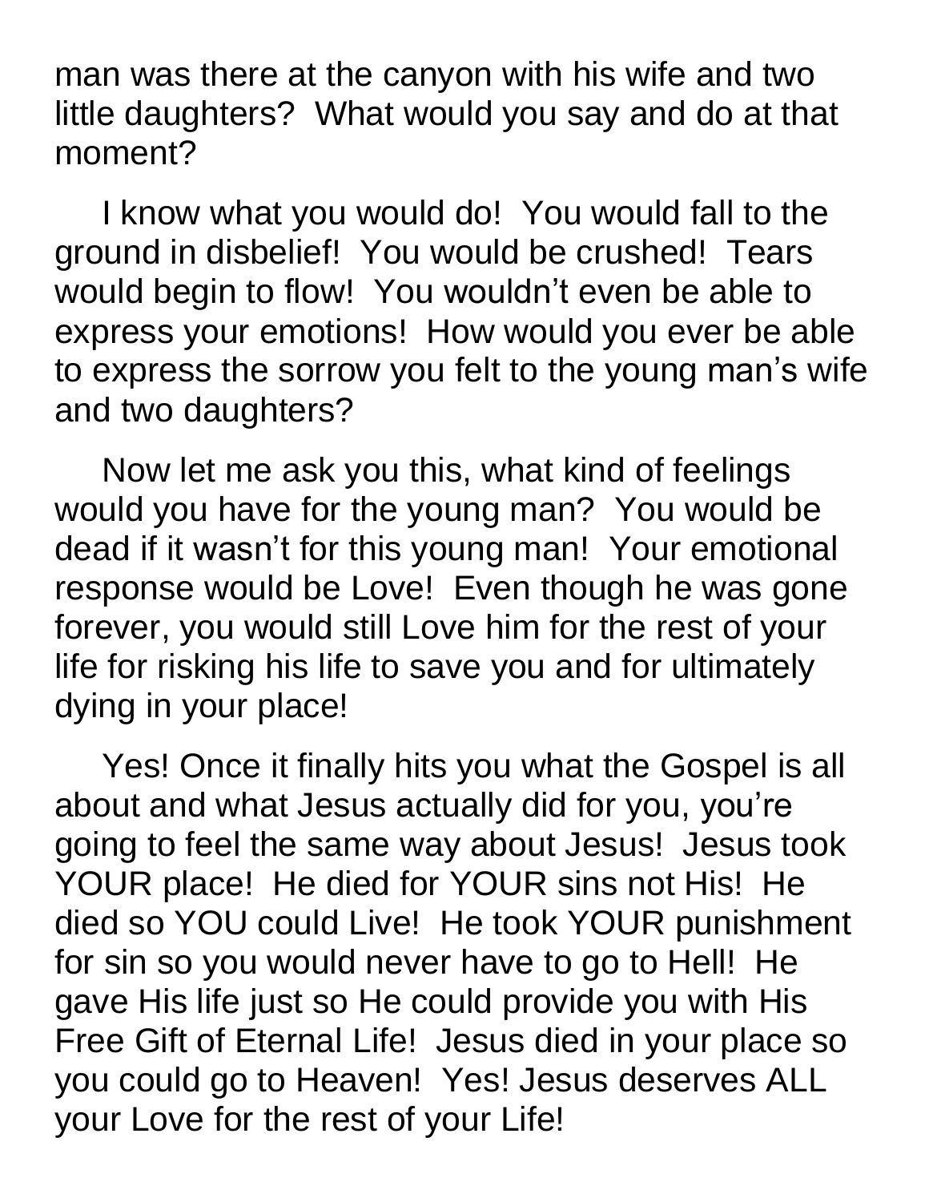man was there at the canyon with his wife and two little daughters? What would you say and do at that moment?

I know what you would do! You would fall to the ground in disbelief! You would be crushed! Tears would begin to flow! You wouldn't even be able to express your emotions! How would you ever be able to express the sorrow you felt to the young man's wife and two daughters?

Now let me ask you this, what kind of feelings would you have for the young man? You would be dead if it wasn't for this young man! Your emotional response would be Love! Even though he was gone forever, you would still Love him for the rest of your life for risking his life to save you and for ultimately dying in your place!

Yes! Once it finally hits you what the Gospel is all about and what Jesus actually did for you, you're going to feel the same way about Jesus! Jesus took YOUR place! He died for YOUR sins not His! He died so YOU could Live! He took YOUR punishment for sin so you would never have to go to Hell! He gave His life just so He could provide you with His Free Gift of Eternal Life! Jesus died in your place so you could go to Heaven! Yes! Jesus deserves ALL your Love for the rest of your Life!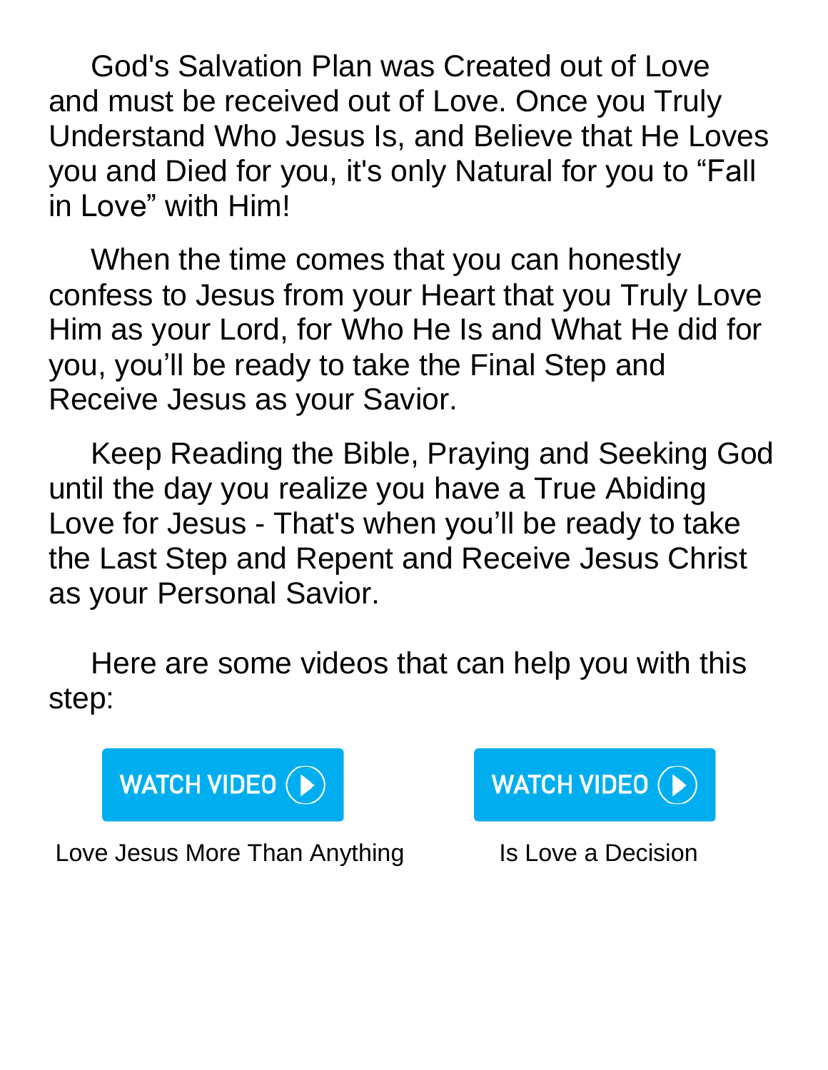God's Salvation Plan was Created out of Love and must be received out of Love. Once you Truly Understand Who Jesus Is, and Believe that He Loves you and Died for you, it's only Natural for you to “Fall in Love” with Him!

When the time comes that you can honestly confess to Jesus from your Heart that you Truly Love Him as your Lord, for Who He Is and What He did for you, you’ll be ready to take the Final Step and Receive Jesus as your Savior.

Keep Reading the Bible, Praying and Seeking God until the day you realize you have a True Abiding Love for Jesus - That's when you’ll be ready to take the Last Step and Repent and Receive Jesus Christ as your Personal Savior.

Here are some videos that can help you with this step:

WATCH VIDEO

Love Jesus More Than Anything

WATCH VIDEO

Is Love a Decision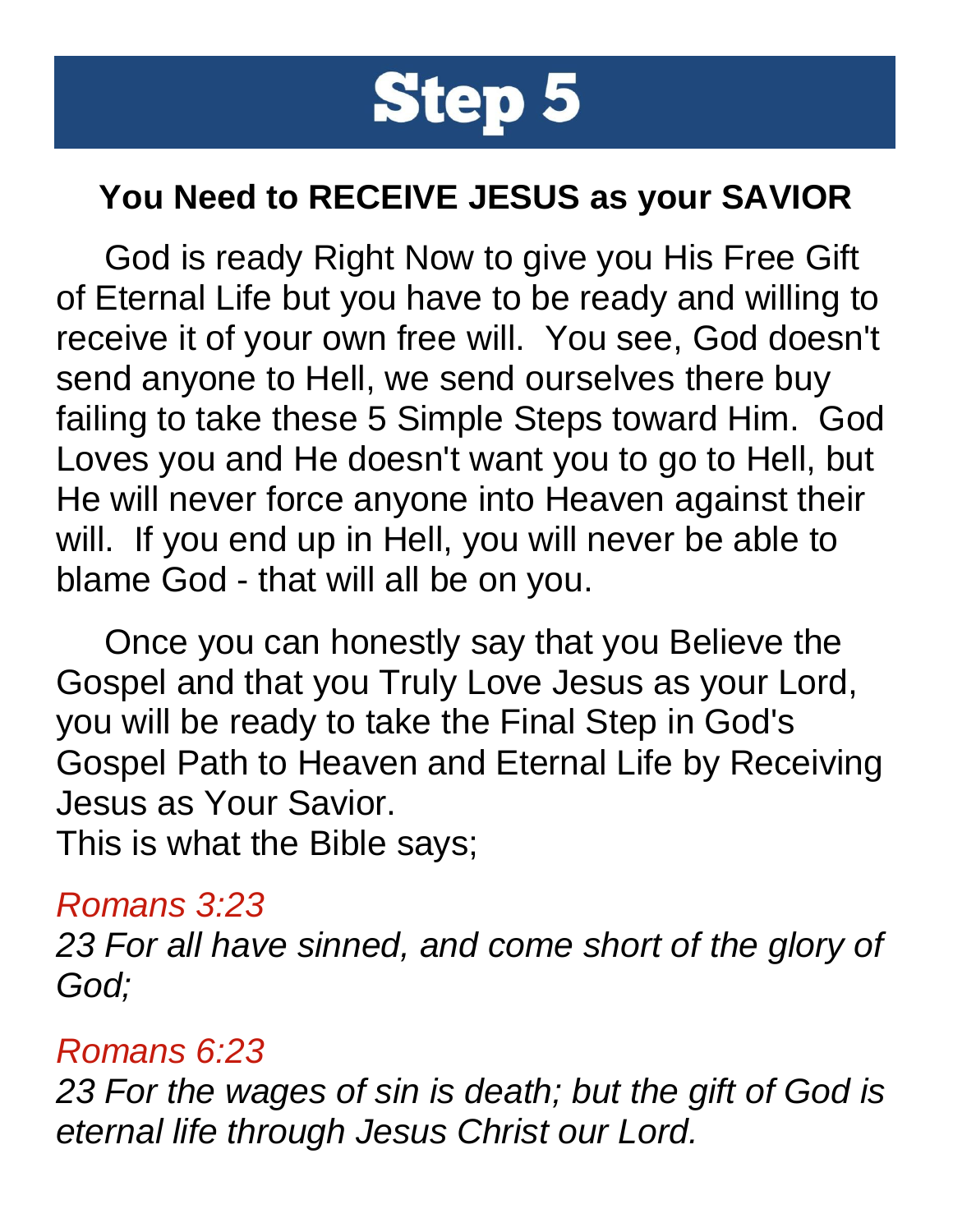# Step 5

## You Need to RECEIVE JESUS as your SAVIOR

God is ready Right Now to give you His Free Gift of Eternal Life but you have to be ready and willing to receive it of your own free will. You see, God doesn't send anyone to Hell, we send ourselves there buy failing to take these 5 Simple Steps toward Him. God Loves you and He doesn't want you to go to Hell, but He will never force anyone into Heaven against their will. If you end up in Hell, you will never be able to blame God - that will all be on you.

Once you can honestly say that you Believe the Gospel and that you Truly Love Jesus as your Lord, you will be ready to take the Final Step in God's Gospel Path to Heaven and Eternal Life by Receiving Jesus as Your Savior.
This is what the Bible says;

*Romans 3:23*
*23 For all have sinned, and come short of the glory of God;*

*Romans 6:23*
*23 For the wages of sin is death; but the gift of God is eternal life through Jesus Christ our Lord.*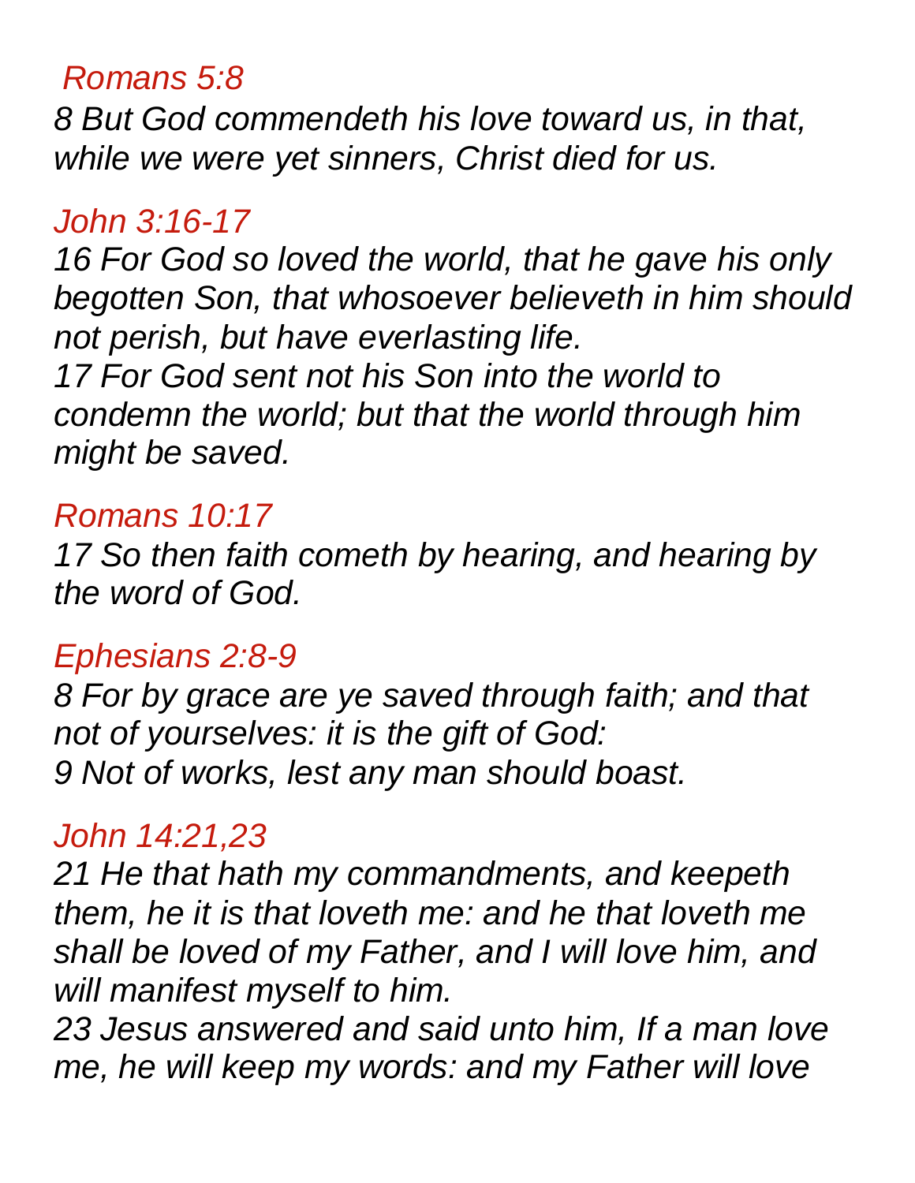*Romans 5:8*

*8 But God commendeth his love toward us, in that, while we were yet sinners, Christ died for us.*

*John 3:16-17*

*16 For God so loved the world, that he gave his only begotten Son, that whosoever believeth in him should not perish, but have everlasting life.*
*17 For God sent not his Son into the world to condemn the world; but that the world through him might be saved.*

*Romans 10:17*

*17 So then faith cometh by hearing, and hearing by the word of God.*

*Ephesians 2:8-9*

*8 For by grace are ye saved through faith; and that not of yourselves: it is the gift of God:*
*9 Not of works, lest any man should boast.*

*John 14:21,23*

*21 He that hath my commandments, and keepeth them, he it is that loveth me: and he that loveth me shall be loved of my Father, and I will love him, and will manifest myself to him.*
*23 Jesus answered and said unto him, If a man love me, he will keep my words: and my Father will love*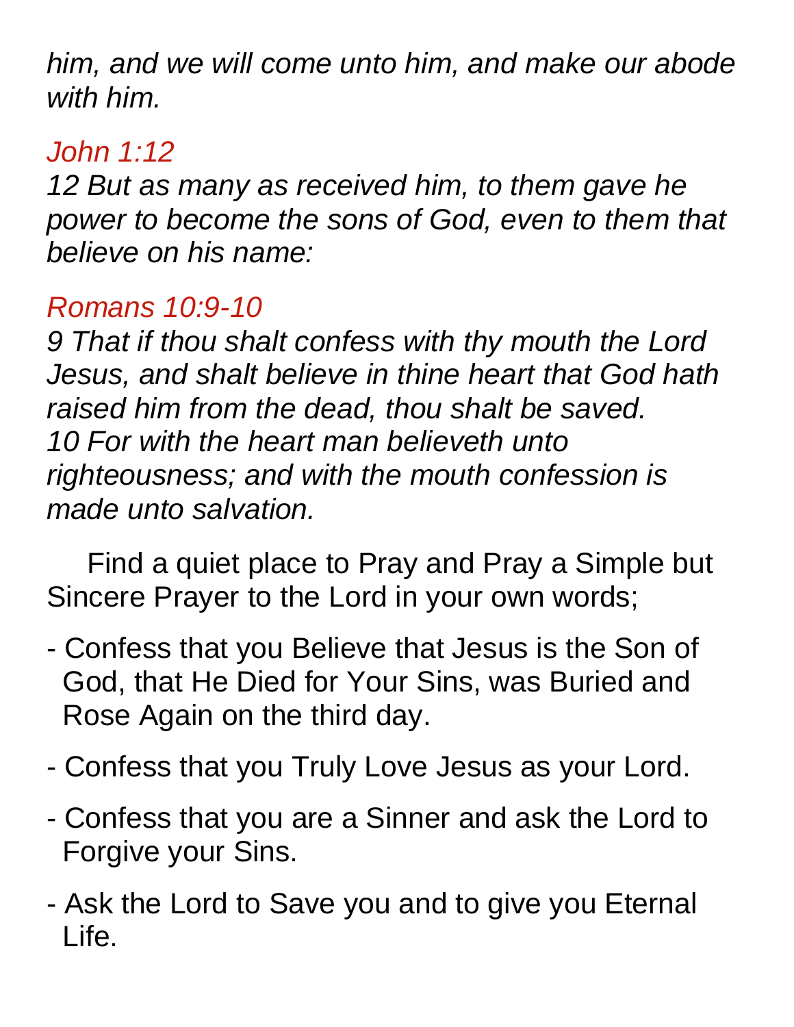*him, and we will come unto him, and make our abode with him.*

*John 1:12*
*12 But as many as received him, to them gave he power to become the sons of God, even to them that believe on his name:*

*Romans 10:9-10*
*9 That if thou shalt confess with thy mouth the Lord Jesus, and shalt believe in thine heart that God hath raised him from the dead, thou shalt be saved.*
*10 For with the heart man believeth unto righteousness; and with the mouth confession is made unto salvation.*

Find a quiet place to Pray and Pray a Simple but Sincere Prayer to the Lord in your own words;

- Confess that you Believe that Jesus is the Son of God, that He Died for Your Sins, was Buried and Rose Again on the third day.
- Confess that you Truly Love Jesus as your Lord.
- Confess that you are a Sinner and ask the Lord to Forgive your Sins.
- Ask the Lord to Save you and to give you Eternal Life.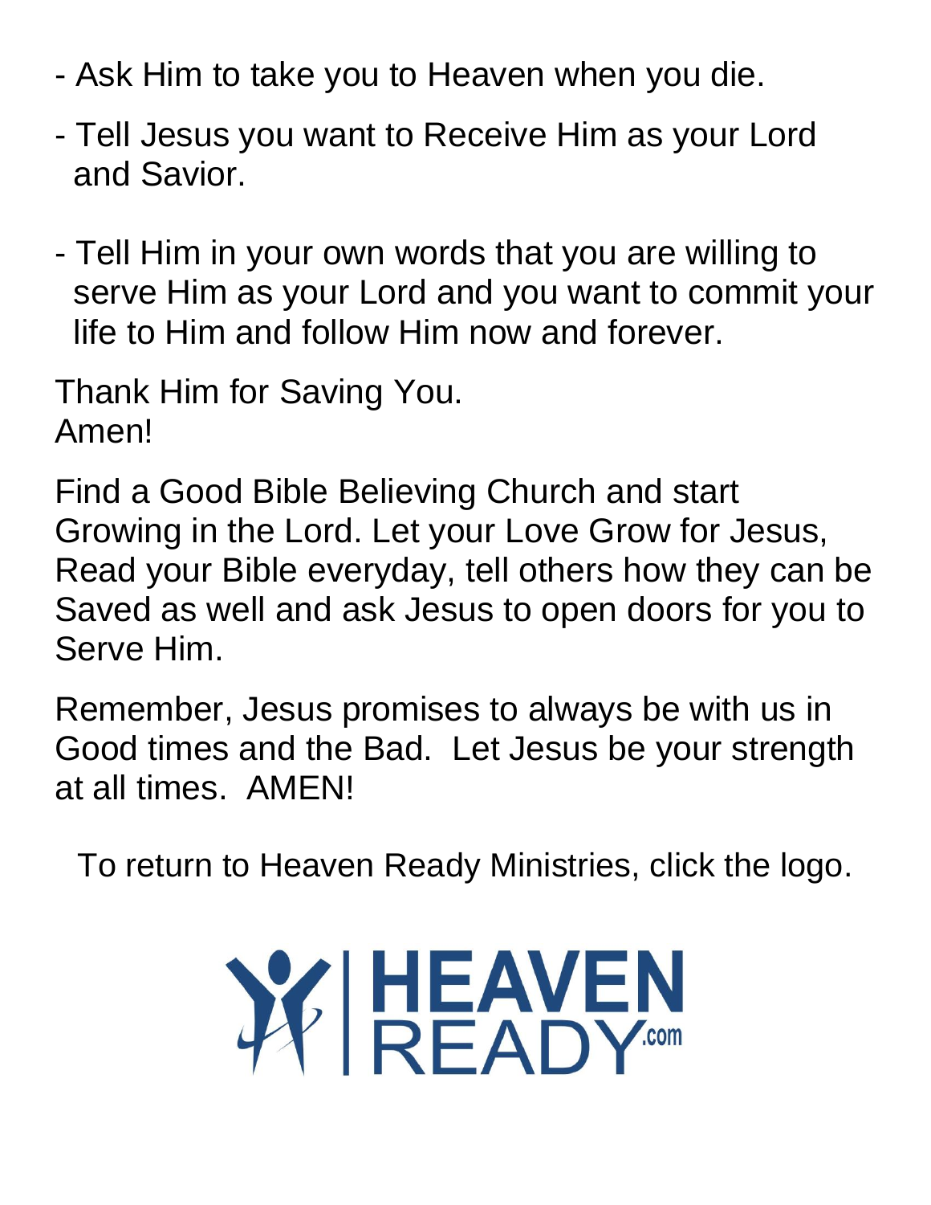- Ask Him to take you to Heaven when you die.
- Tell Jesus you want to Receive Him as your Lord and Savior.
- Tell Him in your own words that you are willing to serve Him as your Lord and you want to commit your life to Him and follow Him now and forever.

Thank Him for Saving You.
Amen!

Find a Good Bible Believing Church and start Growing in the Lord. Let your Love Grow for Jesus, Read your Bible everyday, tell others how they can be Saved as well and ask Jesus to open doors for you to Serve Him.

Remember, Jesus promises to always be with us in Good times and the Bad. Let Jesus be your strength at all times. AMEN!

To return to Heaven Ready Ministries, click the logo.

HEAVEN READY.com